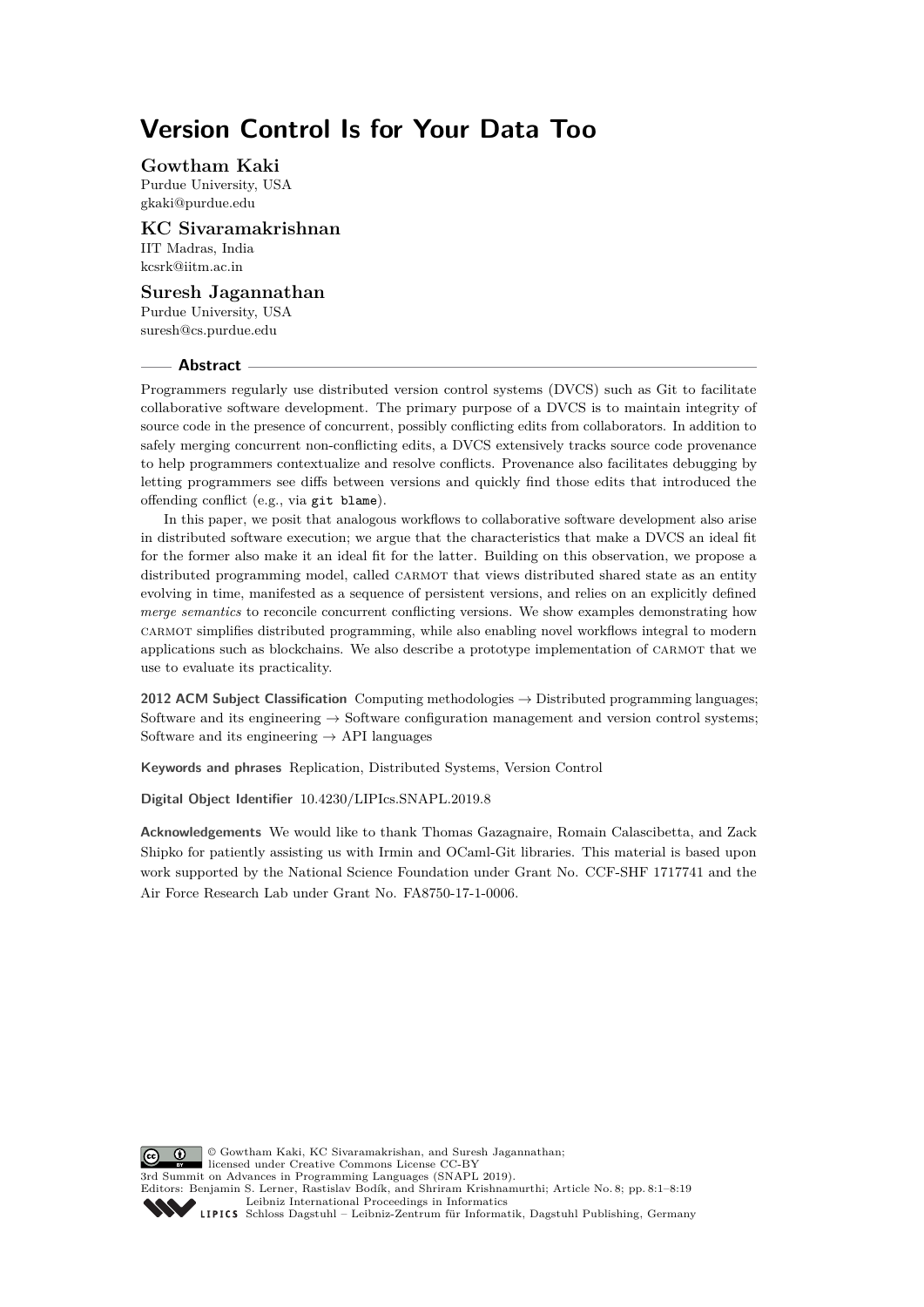# Version Control Is for Your Data Too

**Gowtham Kaki**
Purdue University, USA
gkaki@purdue.edu

**KC Sivaramakrishnan**
IIT Madras, India
kcsrk@iitm.ac.in

**Suresh Jagannathan**
Purdue University, USA
suresh@cs.purdue.edu

## Abstract

Programmers regularly use distributed version control systems (DVCS) such as Git to facilitate collaborative software development. The primary purpose of a DVCS is to maintain integrity of source code in the presence of concurrent, possibly conflicting edits from collaborators. In addition to safely merging concurrent non-conflicting edits, a DVCS extensively tracks source code provenance to help programmers contextualize and resolve conflicts. Provenance also facilitates debugging by letting programmers see diffs between versions and quickly find those edits that introduced the offending conflict (e.g., via `git blame`).

In this paper, we posit that analogous workflows to collaborative software development also arise in distributed software execution; we argue that the characteristics that make a DVCS an ideal fit for the former also make it an ideal fit for the latter. Building on this observation, we propose a distributed programming model, called CARMOT that views distributed shared state as an entity evolving in time, manifested as a sequence of persistent versions, and relies on an explicitly defined *merge semantics* to reconcile concurrent conflicting versions. We show examples demonstrating how CARMOT simplifies distributed programming, while also enabling novel workflows integral to modern applications such as blockchains. We also describe a prototype implementation of CARMOT that we use to evaluate its practicality.

**2012 ACM Subject Classification** Computing methodologies → Distributed programming languages; Software and its engineering → Software configuration management and version control systems; Software and its engineering → API languages

**Keywords and phrases** Replication, Distributed Systems, Version Control

**Digital Object Identifier** 10.4230/LIPIcs.SNAPL.2019.8

**Acknowledgements** We would like to thank Thomas Gazagnaire, Romain Calascibetta, and Zack Shipko for patiently assisting us with Irmin and OCaml-Git libraries. This material is based upon work supported by the National Science Foundation under Grant No. CCF-SHF 1717741 and the Air Force Research Lab under Grant No. FA8750-17-1-0006.

© Gowtham Kaki, KC Sivaramakrishnan, and Suresh Jagannathan;
licensed under Creative Commons License CC-BY
3rd Summit on Advances in Programming Languages (SNAPL 2019).
Editors: Benjamin S. Lerner, Rastislav Bodík, and Shriram Krishnamurthi; Article No. 8; pp. 8:1–8:19
Leibniz International Proceedings in Informatics
Schloss Dagstuhl – Leibniz-Zentrum für Informatik, Dagstuhl Publishing, Germany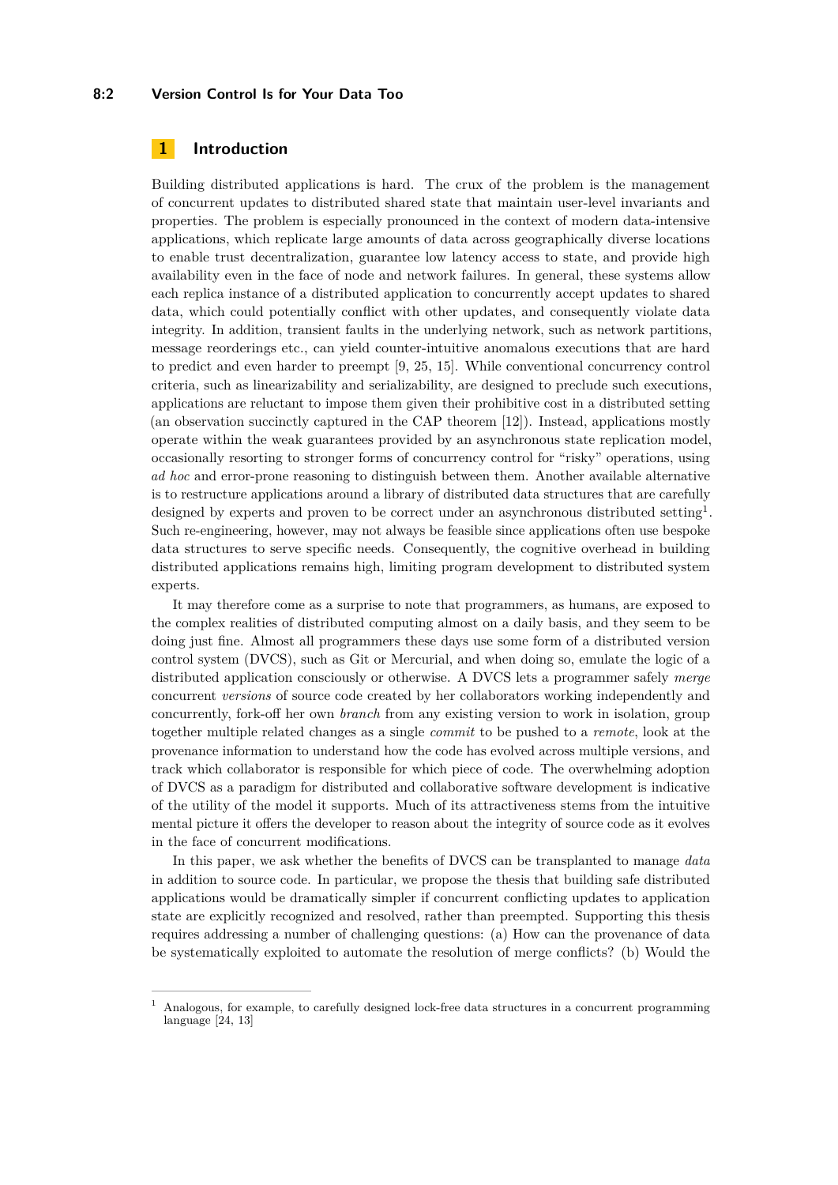## 1 Introduction

Building distributed applications is hard. The crux of the problem is the management of concurrent updates to distributed shared state that maintain user-level invariants and properties. The problem is especially pronounced in the context of modern data-intensive applications, which replicate large amounts of data across geographically diverse locations to enable trust decentralization, guarantee low latency access to state, and provide high availability even in the face of node and network failures. In general, these systems allow each replica instance of a distributed application to concurrently accept updates to shared data, which could potentially conflict with other updates, and consequently violate data integrity. In addition, transient faults in the underlying network, such as network partitions, message reorderings etc., can yield counter-intuitive anomalous executions that are hard to predict and even harder to preempt [9, 25, 15]. While conventional concurrency control criteria, such as linearizability and serializability, are designed to preclude such executions, applications are reluctant to impose them given their prohibitive cost in a distributed setting (an observation succinctly captured in the CAP theorem [12]). Instead, applications mostly operate within the weak guarantees provided by an asynchronous state replication model, occasionally resorting to stronger forms of concurrency control for "risky" operations, using *ad hoc* and error-prone reasoning to distinguish between them. Another available alternative is to restructure applications around a library of distributed data structures that are carefully designed by experts and proven to be correct under an asynchronous distributed setting[1]. Such re-engineering, however, may not always be feasible since applications often use bespoke data structures to serve specific needs. Consequently, the cognitive overhead in building distributed applications remains high, limiting program development to distributed system experts.

It may therefore come as a surprise to note that programmers, as humans, are exposed to the complex realities of distributed computing almost on a daily basis, and they seem to be doing just fine. Almost all programmers these days use some form of a distributed version control system (DVCS), such as Git or Mercurial, and when doing so, emulate the logic of a distributed application consciously or otherwise. A DVCS lets a programmer safely *merge* concurrent *versions* of source code created by her collaborators working independently and concurrently, fork-off her own *branch* from any existing version to work in isolation, group together multiple related changes as a single *commit* to be pushed to a *remote*, look at the provenance information to understand how the code has evolved across multiple versions, and track which collaborator is responsible for which piece of code. The overwhelming adoption of DVCS as a paradigm for distributed and collaborative software development is indicative of the utility of the model it supports. Much of its attractiveness stems from the intuitive mental picture it offers the developer to reason about the integrity of source code as it evolves in the face of concurrent modifications.

In this paper, we ask whether the benefits of DVCS can be transplanted to manage *data* in addition to source code. In particular, we propose the thesis that building safe distributed applications would be dramatically simpler if concurrent conflicting updates to application state are explicitly recognized and resolved, rather than preempted. Supporting this thesis requires addressing a number of challenging questions: (a) How can the provenance of data be systematically exploited to automate the resolution of merge conflicts? (b) Would the

[1] Analogous, for example, to carefully designed lock-free data structures in a concurrent programming language [24, 13]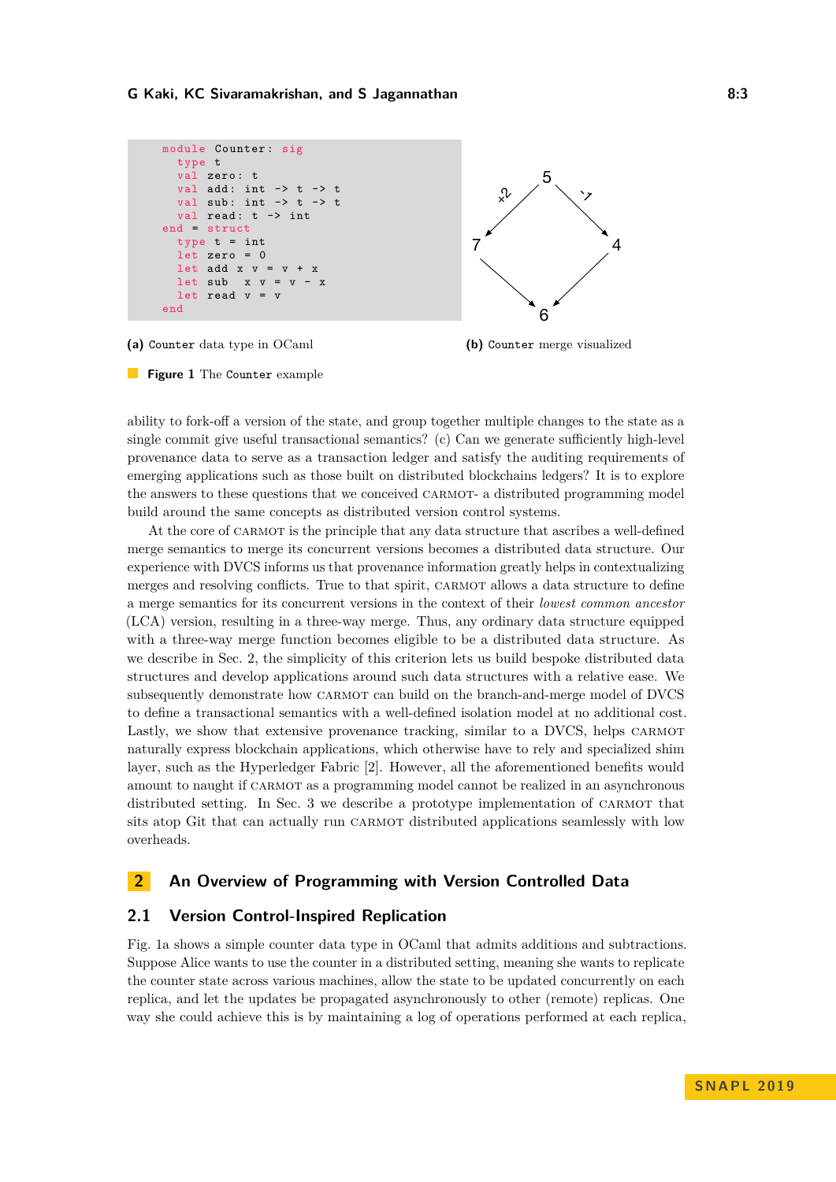```ocaml
module Counter: sig
  type t
  val zero: t
  val add: int -> t -> t
  val sub: int -> t -> t
  val read: t -> int
end = struct
  type t = int
  let zero = 0
  let add x v = v + x
  let sub  x v = v - x
  let read v = v
end
```

**(a)** Counter data type in OCaml

**(b)** Counter merge visualized

**Figure 1** The Counter example

ability to fork-off a version of the state, and group together multiple changes to the state as a single commit give useful transactional semantics? (c) Can we generate sufficiently high-level provenance data to serve as a transaction ledger and satisfy the auditing requirements of emerging applications such as those built on distributed blockchains ledgers? It is to explore the answers to these questions that we conceived CARMOT- a distributed programming model build around the same concepts as distributed version control systems.

At the core of CARMOT is the principle that any data structure that ascribes a well-defined merge semantics to merge its concurrent versions becomes a distributed data structure. Our experience with DVCS informs us that provenance information greatly helps in contextualizing merges and resolving conflicts. True to that spirit, CARMOT allows a data structure to define a merge semantics for its concurrent versions in the context of their *lowest common ancestor* (LCA) version, resulting in a three-way merge. Thus, any ordinary data structure equipped with a three-way merge function becomes eligible to be a distributed data structure. As we describe in Sec. 2, the simplicity of this criterion lets us build bespoke distributed data structures and develop applications around such data structures with a relative ease. We subsequently demonstrate how CARMOT can build on the branch-and-merge model of DVCS to define a transactional semantics with a well-defined isolation model at no additional cost. Lastly, we show that extensive provenance tracking, similar to a DVCS, helps CARMOT naturally express blockchain applications, which otherwise have to rely and specialized shim layer, such as the Hyperledger Fabric [2]. However, all the aforementioned benefits would amount to naught if CARMOT as a programming model cannot be realized in an asynchronous distributed setting. In Sec. 3 we describe a prototype implementation of CARMOT that sits atop Git that can actually run CARMOT distributed applications seamlessly with low overheads.

## 2 An Overview of Programming with Version Controlled Data

### 2.1 Version Control-Inspired Replication

Fig. 1a shows a simple counter data type in OCaml that admits additions and subtractions. Suppose Alice wants to use the counter in a distributed setting, meaning she wants to replicate the counter state across various machines, allow the state to be updated concurrently on each replica, and let the updates be propagated asynchronously to other (remote) replicas. One way she could achieve this is by maintaining a log of operations performed at each replica,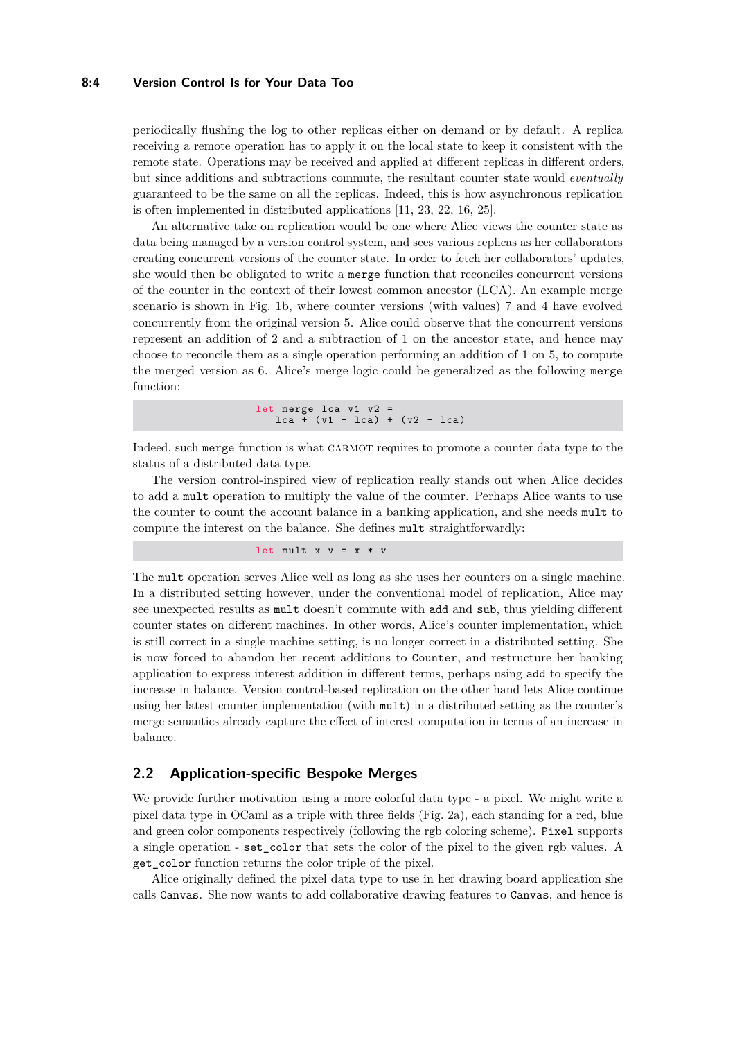periodically flushing the log to other replicas either on demand or by default. A replica receiving a remote operation has to apply it on the local state to keep it consistent with the remote state. Operations may be received and applied at different replicas in different orders, but since additions and subtractions commute, the resultant counter state would *eventually* guaranteed to be the same on all the replicas. Indeed, this is how asynchronous replication is often implemented in distributed applications [11, 23, 22, 16, 25].

An alternative take on replication would be one where Alice views the counter state as data being managed by a version control system, and sees various replicas as her collaborators creating concurrent versions of the counter state. In order to fetch her collaborators' updates, she would then be obligated to write a `merge` function that reconciles concurrent versions of the counter in the context of their lowest common ancestor (LCA). An example merge scenario is shown in Fig. 1b, where counter versions (with values) 7 and 4 have evolved concurrently from the original version 5. Alice could observe that the concurrent versions represent an addition of 2 and a subtraction of 1 on the ancestor state, and hence may choose to reconcile them as a single operation performing an addition of 1 on 5, to compute the merged version as 6. Alice's merge logic could be generalized as the following `merge` function:

```
let merge lca v1 v2 =
   lca + (v1 - lca) + (v2 - lca)
```

Indeed, such `merge` function is what Carmot requires to promote a counter data type to the status of a distributed data type.

The version control-inspired view of replication really stands out when Alice decides to add a `mult` operation to multiply the value of the counter. Perhaps Alice wants to use the counter to count the account balance in a banking application, and she needs `mult` to compute the interest on the balance. She defines `mult` straightforwardly:

```
let mult x v = x * v
```

The `mult` operation serves Alice well as long as she uses her counters on a single machine. In a distributed setting however, under the conventional model of replication, Alice may see unexpected results as `mult` doesn't commute with `add` and `sub`, thus yielding different counter states on different machines. In other words, Alice's counter implementation, which is still correct in a single machine setting, is no longer correct in a distributed setting. She is now forced to abandon her recent additions to `Counter`, and restructure her banking application to express interest addition in different terms, perhaps using `add` to specify the increase in balance. Version control-based replication on the other hand lets Alice continue using her latest counter implementation (with `mult`) in a distributed setting as the counter's merge semantics already capture the effect of interest computation in terms of an increase in balance.

## 2.2 Application-specific Bespoke Merges

We provide further motivation using a more colorful data type - a pixel. We might write a pixel data type in OCaml as a triple with three fields (Fig. 2a), each standing for a red, blue and green color components respectively (following the rgb coloring scheme). `Pixel` supports a single operation - `set_color` that sets the color of the pixel to the given rgb values. A `get_color` function returns the color triple of the pixel.

Alice originally defined the pixel data type to use in her drawing board application she calls `Canvas`. She now wants to add collaborative drawing features to `Canvas`, and hence is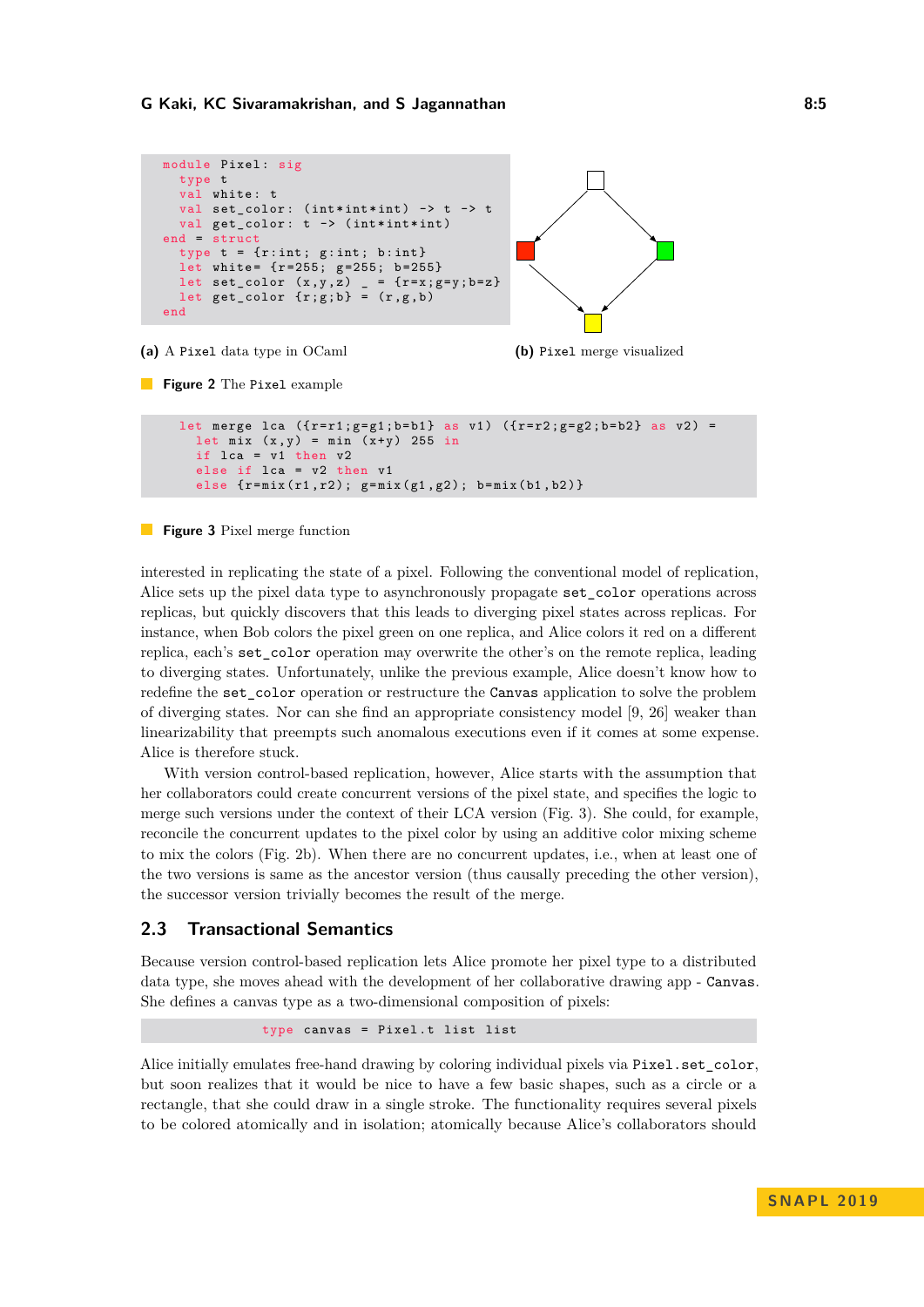```
module Pixel: sig
  type t
  val white: t
  val set_color: (int*int*int) -> t -> t
  val get_color: t -> (int*int*int)
end = struct
  type t = {r:int; g:int; b:int}
  let white= {r=255; g=255; b=255}
  let set_color (x,y,z) _ = {r=x;g=y;b=z}
  let get_color {r;g;b} = (r,g,b)
end
```

**(a)** A `Pixel` data type in OCaml

**(b)** `Pixel` merge visualized

**Figure 2** The `Pixel` example

```
let merge lca ({r=r1;g=g1;b=b1} as v1) ({r=r2;g=g2;b=b2} as v2) =
  let mix (x,y) = min (x+y) 255 in
  if lca = v1 then v2
  else if lca = v2 then v1
  else {r=mix(r1,r2); g=mix(g1,g2); b=mix(b1,b2)}
```

**Figure 3** Pixel merge function

interested in replicating the state of a pixel. Following the conventional model of replication, Alice sets up the pixel data type to asynchronously propagate `set_color` operations across replicas, but quickly discovers that this leads to diverging pixel states across replicas. For instance, when Bob colors the pixel green on one replica, and Alice colors it red on a different replica, each's `set_color` operation may overwrite the other's on the remote replica, leading to diverging states. Unfortunately, unlike the previous example, Alice doesn't know how to redefine the `set_color` operation or restructure the `Canvas` application to solve the problem of diverging states. Nor can she find an appropriate consistency model [9, 26] weaker than linearizability that preempts such anomalous executions even if it comes at some expense. Alice is therefore stuck.

With version control-based replication, however, Alice starts with the assumption that her collaborators could create concurrent versions of the pixel state, and specifies the logic to merge such versions under the context of their LCA version (Fig. 3). She could, for example, reconcile the concurrent updates to the pixel color by using an additive color mixing scheme to mix the colors (Fig. 2b). When there are no concurrent updates, i.e., when at least one of the two versions is same as the ancestor version (thus causally preceding the other version), the successor version trivially becomes the result of the merge.

## 2.3 Transactional Semantics

Because version control-based replication lets Alice promote her pixel type to a distributed data type, she moves ahead with the development of her collaborative drawing app - `Canvas`. She defines a canvas type as a two-dimensional composition of pixels:

```
type canvas = Pixel.t list list
```

Alice initially emulates free-hand drawing by coloring individual pixels via `Pixel.set_color`, but soon realizes that it would be nice to have a few basic shapes, such as a circle or a rectangle, that she could draw in a single stroke. The functionality requires several pixels to be colored atomically and in isolation; atomically because Alice's collaborators should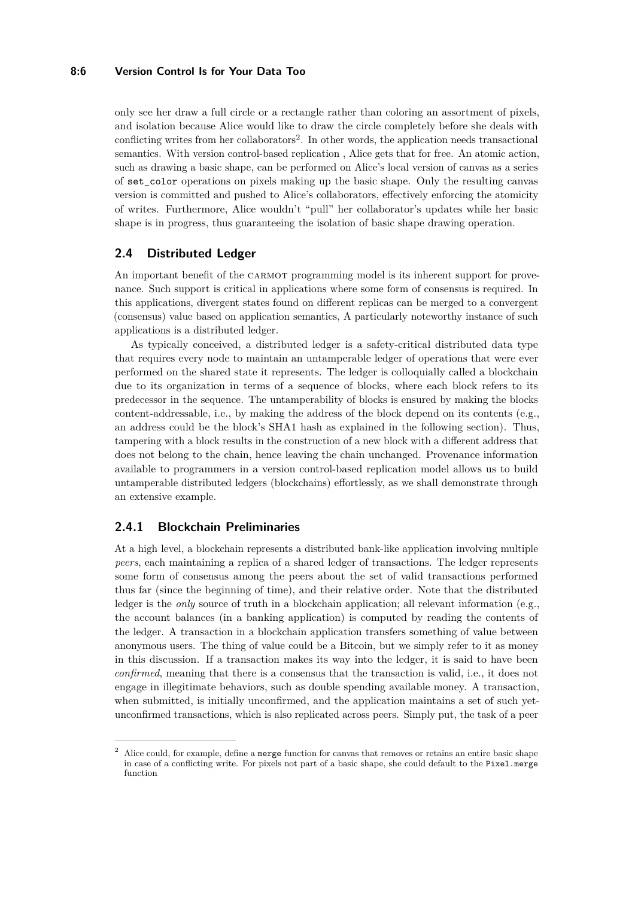only see her draw a full circle or a rectangle rather than coloring an assortment of pixels, and isolation because Alice would like to draw the circle completely before she deals with conflicting writes from her collaborators[2]. In other words, the application needs transactional semantics. With version control-based replication , Alice gets that for free. An atomic action, such as drawing a basic shape, can be performed on Alice's local version of canvas as a series of `set_color` operations on pixels making up the basic shape. Only the resulting canvas version is committed and pushed to Alice's collaborators, effectively enforcing the atomicity of writes. Furthermore, Alice wouldn't "pull" her collaborator's updates while her basic shape is in progress, thus guaranteeing the isolation of basic shape drawing operation.

## 2.4 Distributed Ledger

An important benefit of the CARMOT programming model is its inherent support for provenance. Such support is critical in applications where some form of consensus is required. In this applications, divergent states found on different replicas can be merged to a convergent (consensus) value based on application semantics, A particularly noteworthy instance of such applications is a distributed ledger.

As typically conceived, a distributed ledger is a safety-critical distributed data type that requires every node to maintain an untamperable ledger of operations that were ever performed on the shared state it represents. The ledger is colloquially called a blockchain due to its organization in terms of a sequence of blocks, where each block refers to its predecessor in the sequence. The untamperability of blocks is ensured by making the blocks content-addressable, i.e., by making the address of the block depend on its contents (e.g., an address could be the block's SHA1 hash as explained in the following section). Thus, tampering with a block results in the construction of a new block with a different address that does not belong to the chain, hence leaving the chain unchanged. Provenance information available to programmers in a version control-based replication model allows us to build untamperable distributed ledgers (blockchains) effortlessly, as we shall demonstrate through an extensive example.

### 2.4.1 Blockchain Preliminaries

At a high level, a blockchain represents a distributed bank-like application involving multiple *peers*, each maintaining a replica of a shared ledger of transactions. The ledger represents some form of consensus among the peers about the set of valid transactions performed thus far (since the beginning of time), and their relative order. Note that the distributed ledger is the *only* source of truth in a blockchain application; all relevant information (e.g., the account balances (in a banking application) is computed by reading the contents of the ledger. A transaction in a blockchain application transfers something of value between anonymous users. The thing of value could be a Bitcoin, but we simply refer to it as money in this discussion. If a transaction makes its way into the ledger, it is said to have been *confirmed*, meaning that there is a consensus that the transaction is valid, i.e., it does not engage in illegitimate behaviors, such as double spending available money. A transaction, when submitted, is initially unconfirmed, and the application maintains a set of such yet-unconfirmed transactions, which is also replicated across peers. Simply put, the task of a peer

---

[2] Alice could, for example, define a `merge` function for canvas that removes or retains an entire basic shape in case of a conflicting write. For pixels not part of a basic shape, she could default to the `Pixel.merge` function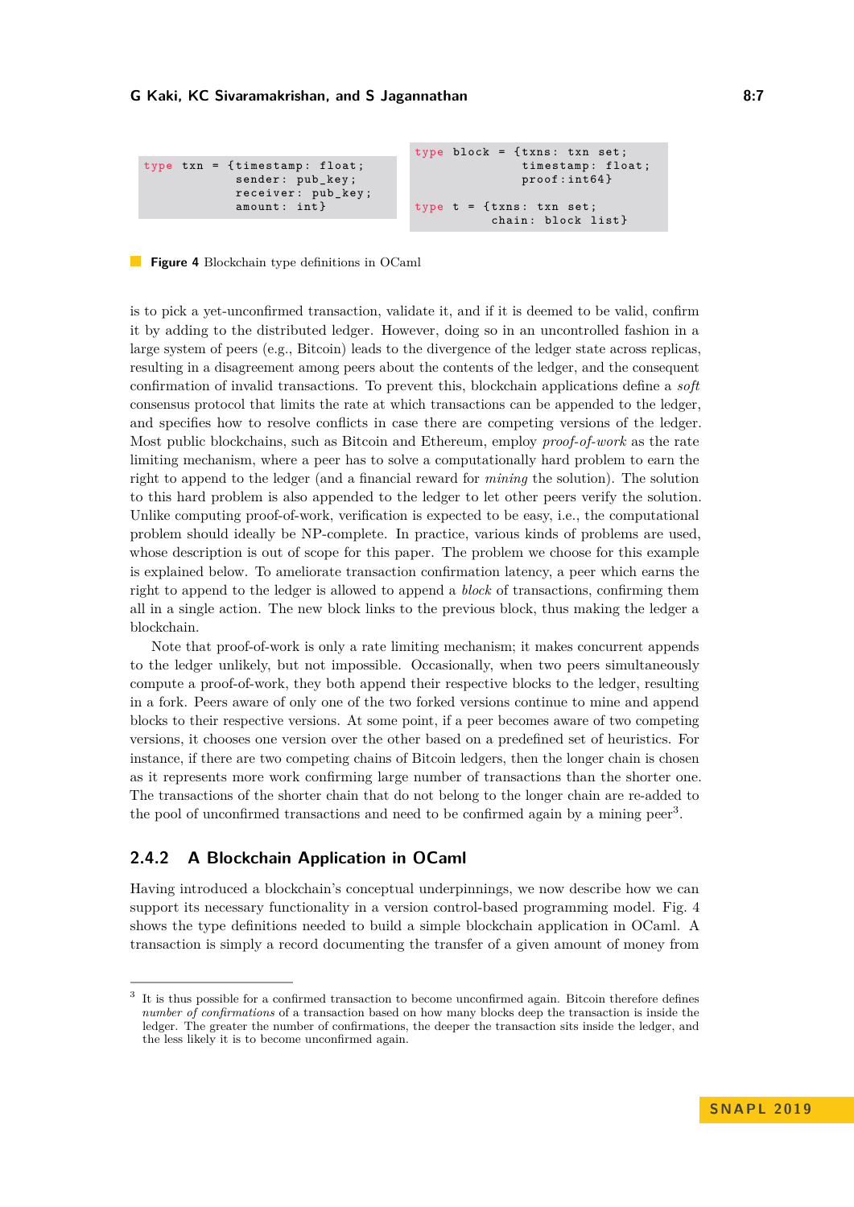```ocaml
type txn = {timestamp: float;
            sender: pub_key;
            receiver: pub_key;
            amount: int}
```

```ocaml
type block = {txns: txn set;
              timestamp: float;
              proof:int64}

type t = {txns: txn set;
          chain: block list}
```

**Figure 4** Blockchain type definitions in OCaml

is to pick a yet-unconfirmed transaction, validate it, and if it is deemed to be valid, confirm it by adding to the distributed ledger. However, doing so in an uncontrolled fashion in a large system of peers (e.g., Bitcoin) leads to the divergence of the ledger state across replicas, resulting in a disagreement among peers about the contents of the ledger, and the consequent confirmation of invalid transactions. To prevent this, blockchain applications define a *soft* consensus protocol that limits the rate at which transactions can be appended to the ledger, and specifies how to resolve conflicts in case there are competing versions of the ledger. Most public blockchains, such as Bitcoin and Ethereum, employ *proof-of-work* as the rate limiting mechanism, where a peer has to solve a computationally hard problem to earn the right to append to the ledger (and a financial reward for *mining* the solution). The solution to this hard problem is also appended to the ledger to let other peers verify the solution. Unlike computing proof-of-work, verification is expected to be easy, i.e., the computational problem should ideally be NP-complete. In practice, various kinds of problems are used, whose description is out of scope for this paper. The problem we choose for this example is explained below. To ameliorate transaction confirmation latency, a peer which earns the right to append to the ledger is allowed to append a *block* of transactions, confirming them all in a single action. The new block links to the previous block, thus making the ledger a blockchain.

Note that proof-of-work is only a rate limiting mechanism; it makes concurrent appends to the ledger unlikely, but not impossible. Occasionally, when two peers simultaneously compute a proof-of-work, they both append their respective blocks to the ledger, resulting in a fork. Peers aware of only one of the two forked versions continue to mine and append blocks to their respective versions. At some point, if a peer becomes aware of two competing versions, it chooses one version over the other based on a predefined set of heuristics. For instance, if there are two competing chains of Bitcoin ledgers, then the longer chain is chosen as it represents more work confirming large number of transactions than the shorter one. The transactions of the shorter chain that do not belong to the longer chain are re-added to the pool of unconfirmed transactions and need to be confirmed again by a mining peer[3].

### 2.4.2 A Blockchain Application in OCaml

Having introduced a blockchain's conceptual underpinnings, we now describe how we can support its necessary functionality in a version control-based programming model. Fig. 4 shows the type definitions needed to build a simple blockchain application in OCaml. A transaction is simply a record documenting the transfer of a given amount of money from

[3] It is thus possible for a confirmed transaction to become unconfirmed again. Bitcoin therefore defines *number of confirmations* of a transaction based on how many blocks deep the transaction is inside the ledger. The greater the number of confirmations, the deeper the transaction sits inside the ledger, and the less likely it is to become unconfirmed again.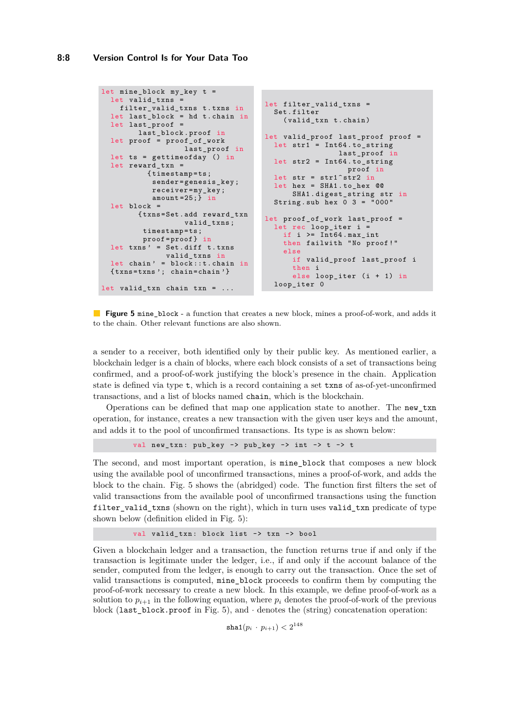```
let mine_block my_key t =
  let valid_txns =
    filter_valid_txns t.txns in
  let last_block = hd t.chain in
  let last_proof =
      last_block.proof in
  let proof = proof_of_work
                last_proof in
  let ts = gettimeofday () in
  let reward_txn =
        {timestamp=ts;
         sender=genesis_key;
         receiver=my_key;
         amount=25;} in
  let block =
      {txns=Set.add reward_txn
                valid_txns;
       timestamp=ts;
       proof=proof} in
  let txns' = Set.diff t.txns
              valid_txns in
  let chain' = block::t.chain in
  {txns=txns'; chain=chain'}

let valid_txn chain txn = ...
```

```
let filter_valid_txns =
  Set.filter
    (valid_txn t.chain)

let valid_proof last_proof proof =
  let str1 = Int64.to_string
                last_proof in
  let str2 = Int64.to_string
                 proof in
  let str = str1^str2 in
  let hex = SHA1.to_hex @@
     SHA1.digest_string str in
  String.sub hex 0 3 = "000"

let proof_of_work last_proof =
  let rec loop_iter i =
    if i >= Int64.max_int
    then failwith "No proof!"
    else
      if valid_proof last_proof i
      then i
      else loop_iter (i + 1) in
  loop_iter 0
```

**Figure 5** `mine_block` - a function that creates a new block, mines a proof-of-work, and adds it to the chain. Other relevant functions are also shown.

a sender to a receiver, both identified only by their public key. As mentioned earlier, a blockchain ledger is a chain of blocks, where each block consists of a set of transactions being confirmed, and a proof-of-work justifying the block's presence in the chain. Application state is defined via type `t`, which is a record containing a set `txns` of as-of-yet-unconfirmed transactions, and a list of blocks named `chain`, which is the blockchain.

Operations can be defined that map one application state to another. The `new_txn` operation, for instance, creates a new transaction with the given user keys and the amount, and adds it to the pool of unconfirmed transactions. Its type is as shown below:

```
val new_txn: pub_key -> pub_key -> int -> t -> t
```

The second, and most important operation, is `mine_block` that composes a new block using the available pool of unconfirmed transactions, mines a proof-of-work, and adds the block to the chain. Fig. 5 shows the (abridged) code. The function first filters the set of valid transactions from the available pool of unconfirmed transactions using the function `filter_valid_txns` (shown on the right), which in turn uses `valid_txn` predicate of type shown below (definition elided in Fig. 5):

```
val valid_txn: block list -> txn -> bool
```

Given a blockchain ledger and a transaction, the function returns true if and only if the transaction is legitimate under the ledger, i.e., if and only if the account balance of the sender, computed from the ledger, is enough to carry out the transaction. Once the set of valid transactions is computed, `mine_block` proceeds to confirm them by computing the proof-of-work necessary to create a new block. In this example, we define proof-of-work as a solution to $p_{i+1}$ in the following equation, where $p_i$ denotes the proof-of-work of the previous block (`last_block.proof` in Fig. 5), and $\cdot$ denotes the (string) concatenation operation:

$$\texttt{sha1}(p_i \cdot p_{i+1}) < 2^{148}$$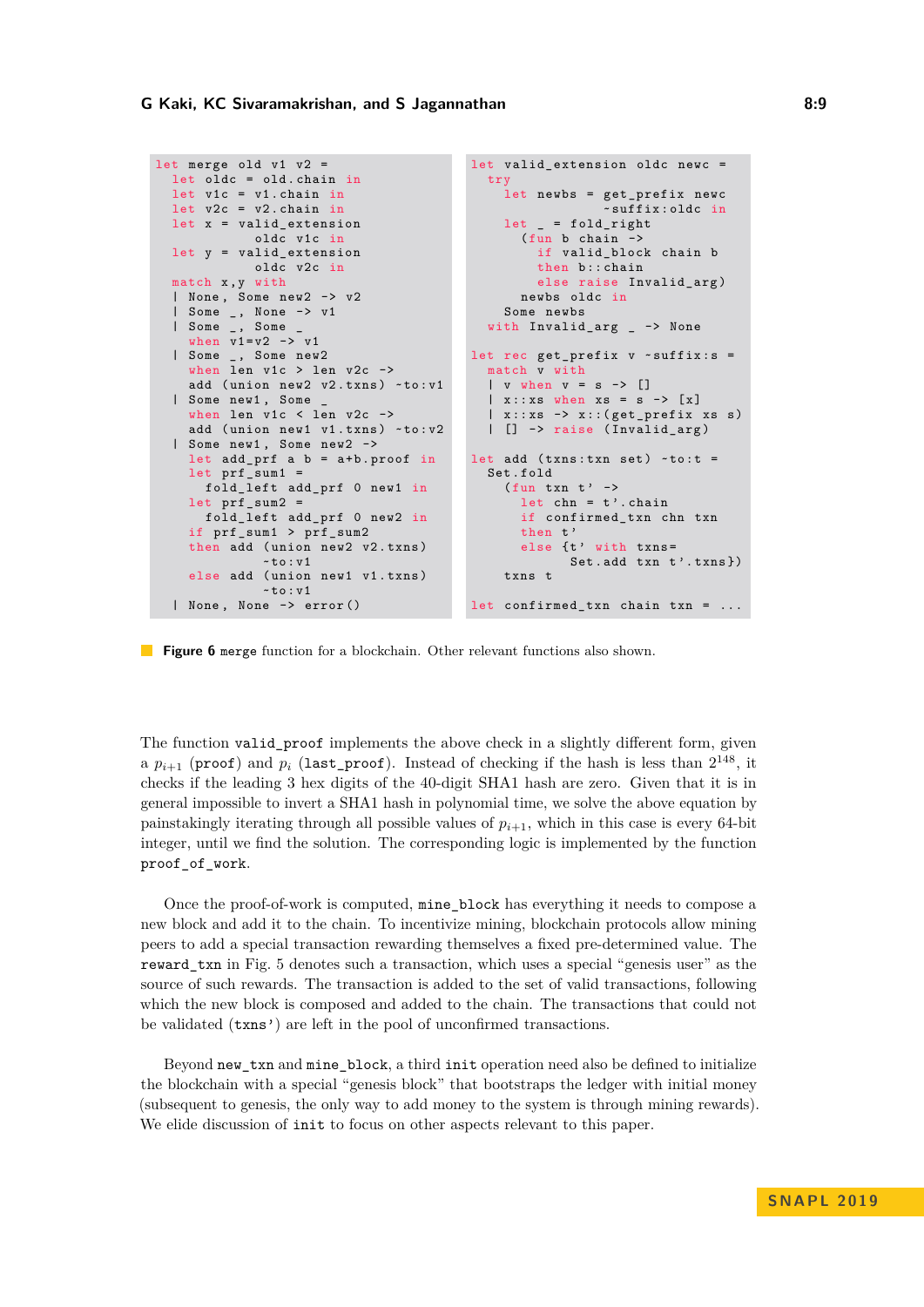```
let merge old v1 v2 =
  let oldc = old.chain in
  let v1c = v1.chain in
  let v2c = v2.chain in
  let x = valid_extension
            oldc v1c in
  let y = valid_extension
            oldc v2c in
  match x,y with
  | None, Some new2 -> v2
  | Some _, None -> v1
  | Some _, Some _
    when v1=v2 -> v1
  | Some _, Some new2
    when len v1c > len v2c ->
    add (union new2 v2.txns) ~to:v1
  | Some new1, Some _
    when len v1c < len v2c ->
    add (union new1 v1.txns) ~to:v2
  | Some new1, Some new2 ->
    let add_prf a b = a+b.proof in
    let prf_sum1 =
      fold_left add_prf 0 new1 in
    let prf_sum2 =
      fold_left add_prf 0 new2 in
    if prf_sum1 > prf_sum2
    then add (union new2 v2.txns)
              ~to:v1
    else add (union new1 v1.txns)
              ~to:v1
  | None, None -> error()
```

```
let valid_extension oldc newc =
  try
    let newbs = get_prefix newc
                  ~suffix:oldc in
    let _ = fold_right
      (fun b chain ->
        if valid_block chain b
        then b::chain
        else raise Invalid_arg)
      newbs oldc in
    Some newbs
  with Invalid_arg _ -> None

let rec get_prefix v ~suffix:s =
  match v with
  | v when v = s -> []
  | x::xs when xs = s -> [x]
  | x::xs -> x::(get_prefix xs s)
  | [] -> raise (Invalid_arg)

let add (txns:txn set) ~to:t =
  Set.fold
    (fun txn t' ->
      let chn = t'.chain
      if confirmed_txn chn txn
      then t'
      else {t' with txns=
              Set.add txn t'.txns})
    txns t

let confirmed_txn chain txn = ...
```

**Figure 6** `merge` function for a blockchain. Other relevant functions also shown.

The function `valid_proof` implements the above check in a slightly different form, given a $p_{i+1}$ (`proof`) and $p_i$ (`last_proof`). Instead of checking if the hash is less than $2^{148}$, it checks if the leading 3 hex digits of the 40-digit SHA1 hash are zero. Given that it is in general impossible to invert a SHA1 hash in polynomial time, we solve the above equation by painstakingly iterating through all possible values of $p_{i+1}$, which in this case is every 64-bit integer, until we find the solution. The corresponding logic is implemented by the function `proof_of_work`.

Once the proof-of-work is computed, `mine_block` has everything it needs to compose a new block and add it to the chain. To incentivize mining, blockchain protocols allow mining peers to add a special transaction rewarding themselves a fixed pre-determined value. The `reward_txn` in Fig. 5 denotes such a transaction, which uses a special "genesis user" as the source of such rewards. The transaction is added to the set of valid transactions, following which the new block is composed and added to the chain. The transactions that could not be validated (`txns'`) are left in the pool of unconfirmed transactions.

Beyond `new_txn` and `mine_block`, a third `init` operation need also be defined to initialize the blockchain with a special "genesis block" that bootstraps the ledger with initial money (subsequent to genesis, the only way to add money to the system is through mining rewards). We elide discussion of `init` to focus on other aspects relevant to this paper.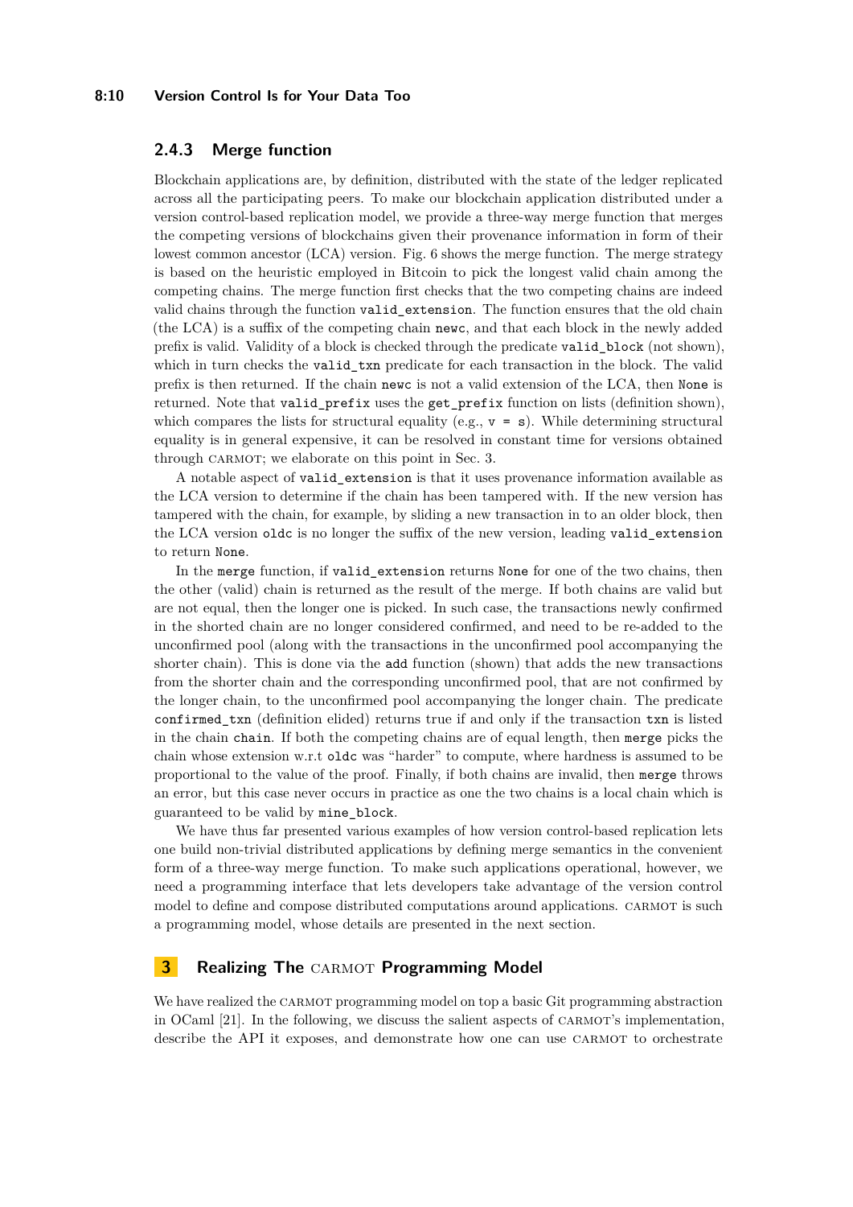### 2.4.3 Merge function

Blockchain applications are, by definition, distributed with the state of the ledger replicated across all the participating peers. To make our blockchain application distributed under a version control-based replication model, we provide a three-way merge function that merges the competing versions of blockchains given their provenance information in form of their lowest common ancestor (LCA) version. Fig. 6 shows the merge function. The merge strategy is based on the heuristic employed in Bitcoin to pick the longest valid chain among the competing chains. The merge function first checks that the two competing chains are indeed valid chains through the function `valid_extension`. The function ensures that the old chain (the LCA) is a suffix of the competing chain `newc`, and that each block in the newly added prefix is valid. Validity of a block is checked through the predicate `valid_block` (not shown), which in turn checks the `valid_txn` predicate for each transaction in the block. The valid prefix is then returned. If the chain `newc` is not a valid extension of the LCA, then `None` is returned. Note that `valid_prefix` uses the `get_prefix` function on lists (definition shown), which compares the lists for structural equality (e.g., `v = s`). While determining structural equality is in general expensive, it can be resolved in constant time for versions obtained through CARMOT; we elaborate on this point in Sec. 3.

A notable aspect of `valid_extension` is that it uses provenance information available as the LCA version to determine if the chain has been tampered with. If the new version has tampered with the chain, for example, by sliding a new transaction in to an older block, then the LCA version `oldc` is no longer the suffix of the new version, leading `valid_extension` to return `None`.

In the `merge` function, if `valid_extension` returns `None` for one of the two chains, then the other (valid) chain is returned as the result of the merge. If both chains are valid but are not equal, then the longer one is picked. In such case, the transactions newly confirmed in the shorted chain are no longer considered confirmed, and need to be re-added to the unconfirmed pool (along with the transactions in the unconfirmed pool accompanying the shorter chain). This is done via the `add` function (shown) that adds the new transactions from the shorter chain and the corresponding unconfirmed pool, that are not confirmed by the longer chain, to the unconfirmed pool accompanying the longer chain. The predicate `confirmed_txn` (definition elided) returns true if and only if the transaction `txn` is listed in the chain `chain`. If both the competing chains are of equal length, then `merge` picks the chain whose extension w.r.t `oldc` was "harder" to compute, where hardness is assumed to be proportional to the value of the proof. Finally, if both chains are invalid, then `merge` throws an error, but this case never occurs in practice as one the two chains is a local chain which is guaranteed to be valid by `mine_block`.

We have thus far presented various examples of how version control-based replication lets one build non-trivial distributed applications by defining merge semantics in the convenient form of a three-way merge function. To make such applications operational, however, we need a programming interface that lets developers take advantage of the version control model to define and compose distributed computations around applications. CARMOT is such a programming model, whose details are presented in the next section.

## 3 Realizing The CARMOT Programming Model

We have realized the CARMOT programming model on top a basic Git programming abstraction in OCaml [21]. In the following, we discuss the salient aspects of CARMOT's implementation, describe the API it exposes, and demonstrate how one can use CARMOT to orchestrate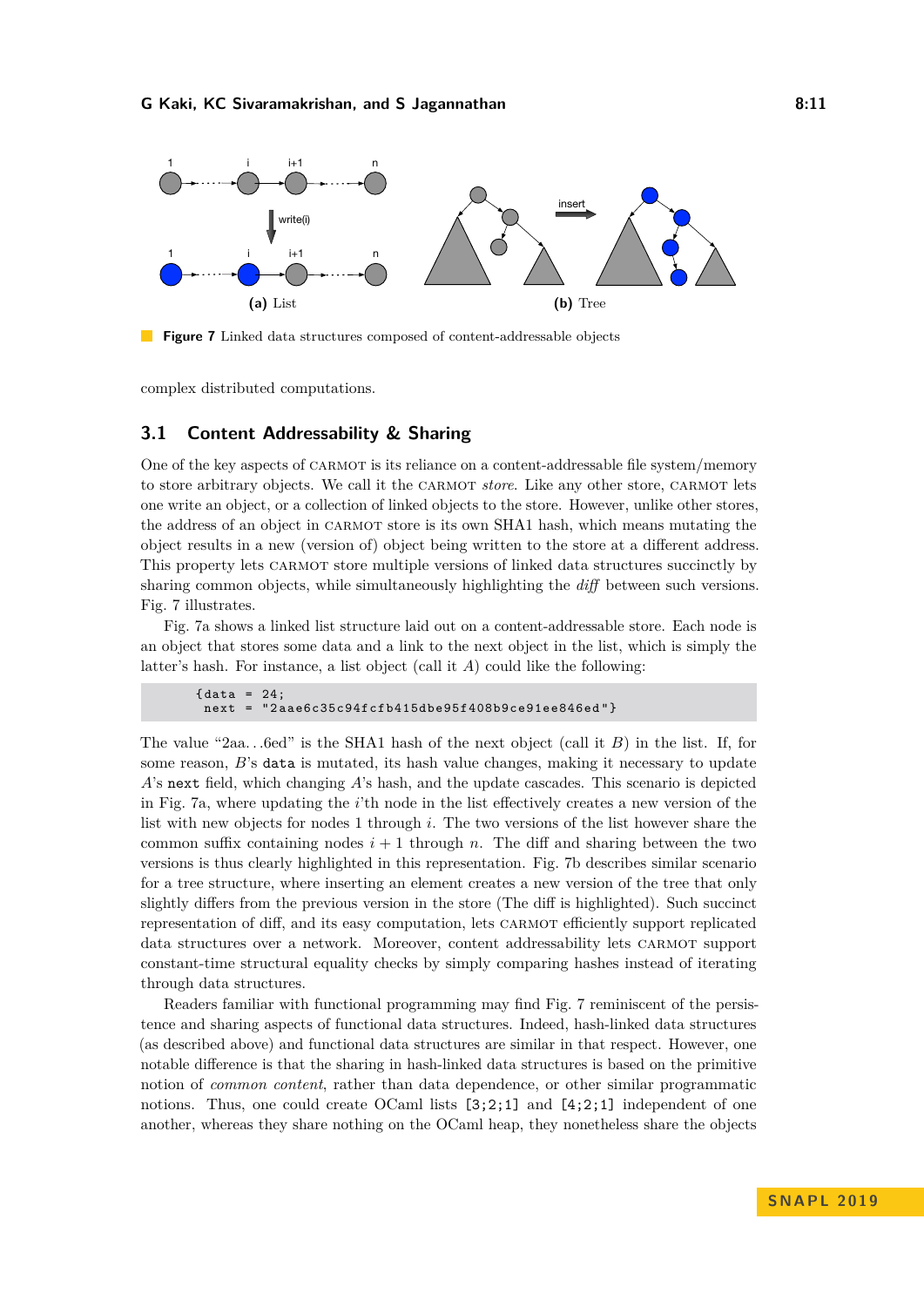**(a)** List

**(b)** Tree

**Figure 7** Linked data structures composed of content-addressable objects

complex distributed computations.

## 3.1 Content Addressability & Sharing

One of the key aspects of CARMOT is its reliance on a content-addressable file system/memory to store arbitrary objects. We call it the CARMOT *store*. Like any other store, CARMOT lets one write an object, or a collection of linked objects to the store. However, unlike other stores, the address of an object in CARMOT store is its own SHA1 hash, which means mutating the object results in a new (version of) object being written to the store at a different address. This property lets CARMOT store multiple versions of linked data structures succinctly by sharing common objects, while simultaneously highlighting the *diff* between such versions. Fig. 7 illustrates.

Fig. 7a shows a linked list structure laid out on a content-addressable store. Each node is an object that stores some data and a link to the next object in the list, which is simply the latter's hash. For instance, a list object (call it $A$) could like the following:

```
{data = 24;
 next = "2aae6c35c94fcfb415dbe95f408b9ce91ee846ed"}
```

The value "2aa…6ed" is the SHA1 hash of the next object (call it $B$) in the list. If, for some reason, $B$'s `data` is mutated, its hash value changes, making it necessary to update $A$'s `next` field, which changing $A$'s hash, and the update cascades. This scenario is depicted in Fig. 7a, where updating the $i$'th node in the list effectively creates a new version of the list with new objects for nodes 1 through $i$. The two versions of the list however share the common suffix containing nodes $i + 1$ through $n$. The diff and sharing between the two versions is thus clearly highlighted in this representation. Fig. 7b describes similar scenario for a tree structure, where inserting an element creates a new version of the tree that only slightly differs from the previous version in the store (The diff is highlighted). Such succinct representation of diff, and its easy computation, lets CARMOT efficiently support replicated data structures over a network. Moreover, content addressability lets CARMOT support constant-time structural equality checks by simply comparing hashes instead of iterating through data structures.

Readers familiar with functional programming may find Fig. 7 reminiscent of the persistence and sharing aspects of functional data structures. Indeed, hash-linked data structures (as described above) and functional data structures are similar in that respect. However, one notable difference is that the sharing in hash-linked data structures is based on the primitive notion of *common content*, rather than data dependence, or other similar programmatic notions. Thus, one could create OCaml lists `[3;2;1]` and `[4;2;1]` independent of one another, whereas they share nothing on the OCaml heap, they nonetheless share the objects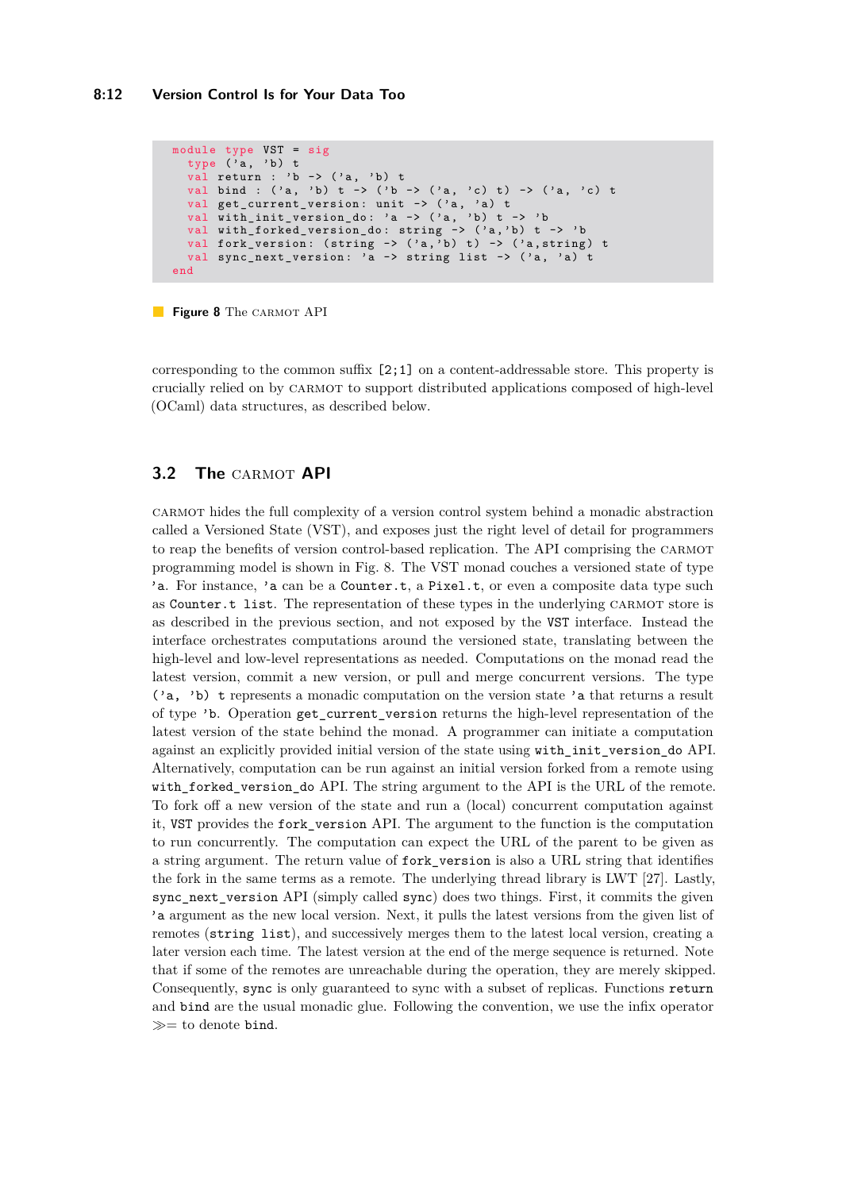```
module type VST = sig
  type ('a, 'b) t
  val return : 'b -> ('a, 'b) t
  val bind : ('a, 'b) t -> ('b -> ('a, 'c) t) -> ('a, 'c) t
  val get_current_version: unit -> ('a, 'a) t
  val with_init_version_do: 'a -> ('a, 'b) t -> 'b
  val with_forked_version_do: string -> ('a,'b) t -> 'b
  val fork_version: (string -> ('a,'b) t) -> ('a,string) t
  val sync_next_version: 'a -> string list -> ('a, 'a) t
end
```

**Figure 8** The CARMOT API

corresponding to the common suffix [2;1] on a content-addressable store. This property is crucially relied on by CARMOT to support distributed applications composed of high-level (OCaml) data structures, as described below.

## 3.2 The CARMOT API

CARMOT hides the full complexity of a version control system behind a monadic abstraction called a Versioned State (VST), and exposes just the right level of detail for programmers to reap the benefits of version control-based replication. The API comprising the CARMOT programming model is shown in Fig. 8. The VST monad couches a versioned state of type `'a`. For instance, `'a` can be a `Counter.t`, a `Pixel.t`, or even a composite data type such as `Counter.t list`. The representation of these types in the underlying CARMOT store is as described in the previous section, and not exposed by the `VST` interface. Instead the interface orchestrates computations around the versioned state, translating between the high-level and low-level representations as needed. Computations on the monad read the latest version, commit a new version, or pull and merge concurrent versions. The type `('a, 'b) t` represents a monadic computation on the version state `'a` that returns a result of type `'b`. Operation `get_current_version` returns the high-level representation of the latest version of the state behind the monad. A programmer can initiate a computation against an explicitly provided initial version of the state using `with_init_version_do` API. Alternatively, computation can be run against an initial version forked from a remote using `with_forked_version_do` API. The string argument to the API is the URL of the remote. To fork off a new version of the state and run a (local) concurrent computation against it, `VST` provides the `fork_version` API. The argument to the function is the computation to run concurrently. The computation can expect the URL of the parent to be given as a string argument. The return value of `fork_version` is also a URL string that identifies the fork in the same terms as a remote. The underlying thread library is LWT [27]. Lastly, `sync_next_version` API (simply called `sync`) does two things. First, it commits the given `'a` argument as the new local version. Next, it pulls the latest versions from the given list of remotes (`string list`), and successively merges them to the latest local version, creating a later version each time. The latest version at the end of the merge sequence is returned. Note that if some of the remotes are unreachable during the operation, they are merely skipped. Consequently, `sync` is only guaranteed to sync with a subset of replicas. Functions `return` and `bind` are the usual monadic glue. Following the convention, we use the infix operator $\gg=$ to denote `bind`.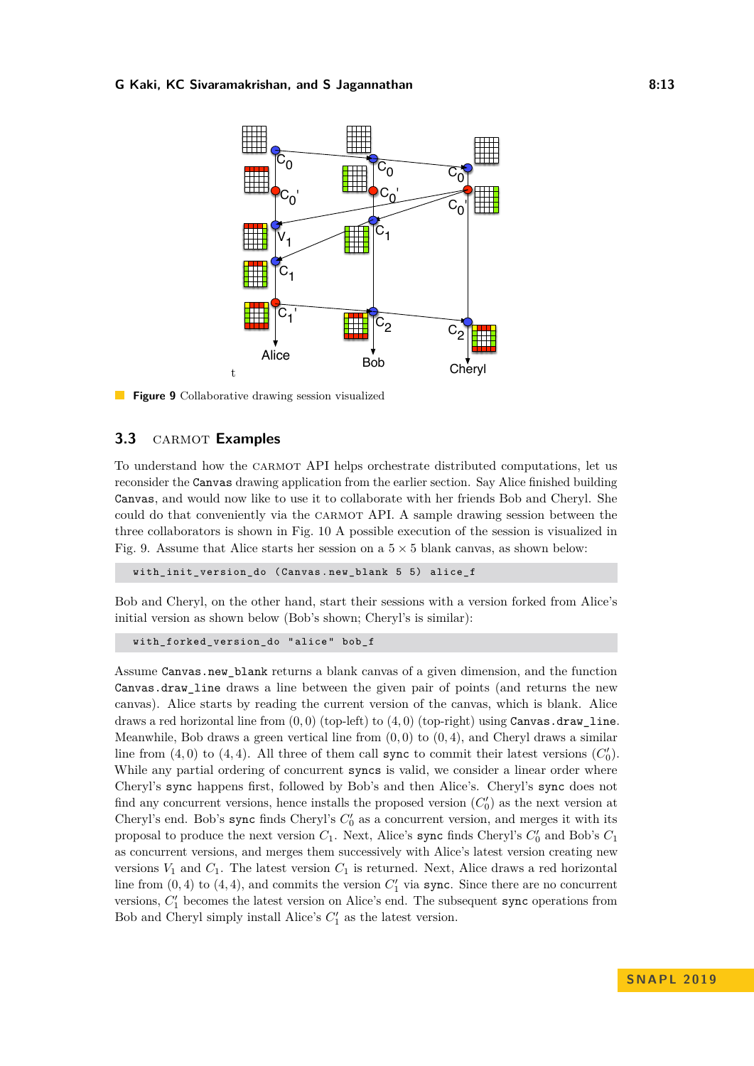**Figure 9** Collaborative drawing session visualized

## 3.3 CARMOT Examples

To understand how the CARMOT API helps orchestrate distributed computations, let us reconsider the `Canvas` drawing application from the earlier section. Say Alice finished building `Canvas`, and would now like to use it to collaborate with her friends Bob and Cheryl. She could do that conveniently via the CARMOT API. A sample drawing session between the three collaborators is shown in Fig. 10 A possible execution of the session is visualized in Fig. 9. Assume that Alice starts her session on a $5 \times 5$ blank canvas, as shown below:

```
with_init_version_do (Canvas.new_blank 5 5) alice_f
```

Bob and Cheryl, on the other hand, start their sessions with a version forked from Alice's initial version as shown below (Bob's shown; Cheryl's is similar):

```
with_forked_version_do "alice" bob_f
```

Assume `Canvas.new_blank` returns a blank canvas of a given dimension, and the function `Canvas.draw_line` draws a line between the given pair of points (and returns the new canvas). Alice starts by reading the current version of the canvas, which is blank. Alice draws a red horizontal line from $(0, 0)$ (top-left) to $(4, 0)$ (top-right) using `Canvas.draw_line`. Meanwhile, Bob draws a green vertical line from $(0, 0)$ to $(0, 4)$, and Cheryl draws a similar line from $(4, 0)$ to $(4, 4)$. All three of them call `sync` to commit their latest versions ($C'_0$). While any partial ordering of concurrent `sync`s is valid, we consider a linear order where Cheryl's `sync` happens first, followed by Bob's and then Alice's. Cheryl's `sync` does not find any concurrent versions, hence installs the proposed version ($C'_0$) as the next version at Cheryl's end. Bob's `sync` finds Cheryl's $C'_0$ as a concurrent version, and merges it with its proposal to produce the next version $C_1$. Next, Alice's `sync` finds Cheryl's $C'_0$ and Bob's $C_1$ as concurrent versions, and merges them successively with Alice's latest version creating new versions $V_1$ and $C_1$. The latest version $C_1$ is returned. Next, Alice draws a red horizontal line from $(0, 4)$ to $(4, 4)$, and commits the version $C'_1$ via `sync`. Since there are no concurrent versions, $C'_1$ becomes the latest version on Alice's end. The subsequent `sync` operations from Bob and Cheryl simply install Alice's $C'_1$ as the latest version.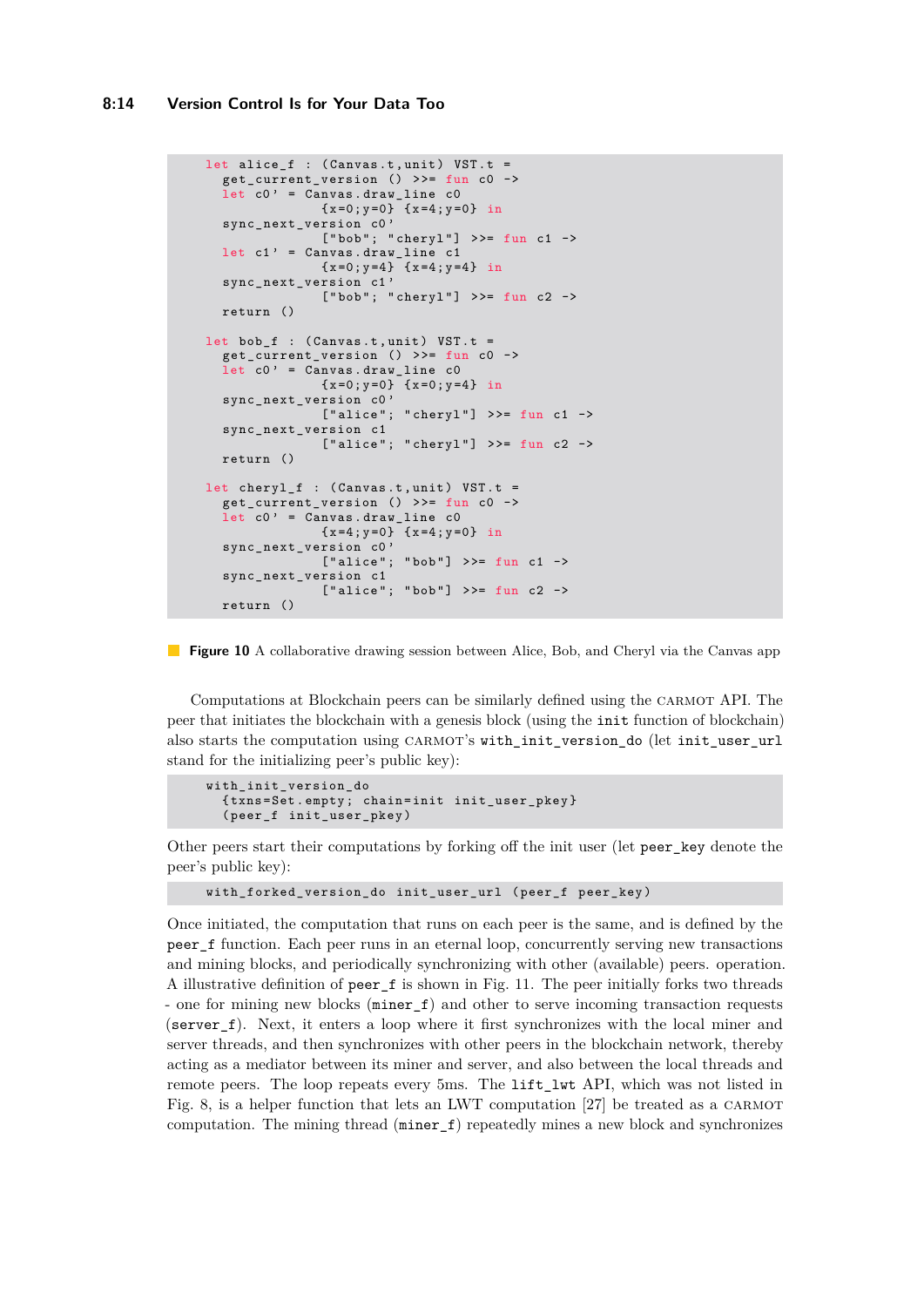```
let alice_f : (Canvas.t,unit) VST.t =
  get_current_version () >>= fun c0 ->
  let c0' = Canvas.draw_line c0
              {x=0;y=0} {x=4;y=0} in
  sync_next_version c0'
              ["bob"; "cheryl"] >>= fun c1 ->
  let c1' = Canvas.draw_line c1
              {x=0;y=4} {x=4;y=4} in
  sync_next_version c1'
              ["bob"; "cheryl"] >>= fun c2 ->
  return ()

let bob_f : (Canvas.t,unit) VST.t =
  get_current_version () >>= fun c0 ->
  let c0' = Canvas.draw_line c0
              {x=0;y=0} {x=0;y=4} in
  sync_next_version c0'
              ["alice"; "cheryl"] >>= fun c1 ->
  sync_next_version c1
              ["alice"; "cheryl"] >>= fun c2 ->
  return ()

let cheryl_f : (Canvas.t,unit) VST.t =
  get_current_version () >>= fun c0 ->
  let c0' = Canvas.draw_line c0
              {x=4;y=0} {x=4;y=0} in
  sync_next_version c0'
              ["alice"; "bob"] >>= fun c1 ->
  sync_next_version c1
              ["alice"; "bob"] >>= fun c2 ->
  return ()
```

**Figure 10** A collaborative drawing session between Alice, Bob, and Cheryl via the Canvas app

Computations at Blockchain peers can be similarly defined using the CARMOT API. The peer that initiates the blockchain with a genesis block (using the `init` function of blockchain) also starts the computation using CARMOT's `with_init_version_do` (let `init_user_url` stand for the initializing peer's public key):

```
with_init_version_do
  {txns=Set.empty; chain=init init_user_pkey}
  (peer_f init_user_pkey)
```

Other peers start their computations by forking off the init user (let `peer_key` denote the peer's public key):

```
with_forked_version_do init_user_url (peer_f peer_key)
```

Once initiated, the computation that runs on each peer is the same, and is defined by the `peer_f` function. Each peer runs in an eternal loop, concurrently serving new transactions and mining blocks, and periodically synchronizing with other (available) peers. operation. A illustrative definition of `peer_f` is shown in Fig. 11. The peer initially forks two threads - one for mining new blocks (`miner_f`) and other to serve incoming transaction requests (`server_f`). Next, it enters a loop where it first synchronizes with the local miner and server threads, and then synchronizes with other peers in the blockchain network, thereby acting as a mediator between its miner and server, and also between the local threads and remote peers. The loop repeats every 5ms. The `lift_lwt` API, which was not listed in Fig. 8, is a helper function that lets an LWT computation [27] be treated as a CARMOT computation. The mining thread (`miner_f`) repeatedly mines a new block and synchronizes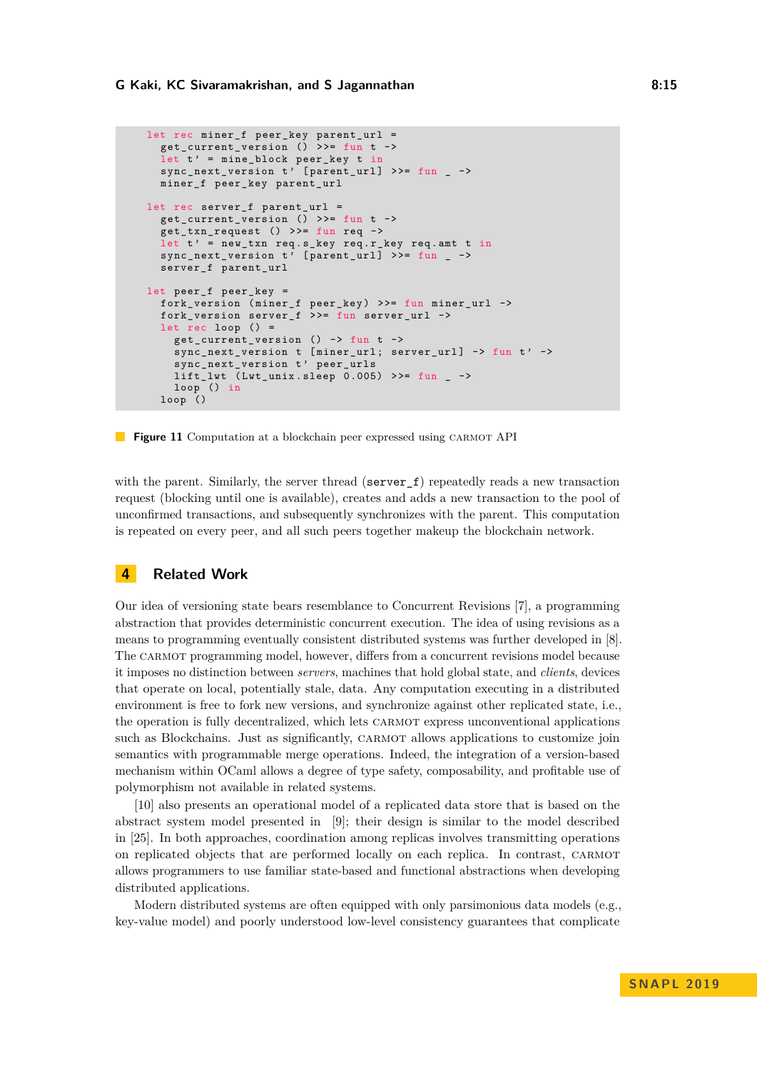```
let rec miner_f peer_key parent_url =
  get_current_version () >>= fun t ->
  let t' = mine_block peer_key t in
  sync_next_version t' [parent_url] >>= fun _ ->
  miner_f peer_key parent_url

let rec server_f parent_url =
  get_current_version () >>= fun t ->
  get_txn_request () >>= fun req ->
  let t' = new_txn req.s_key req.r_key req.amt t in
  sync_next_version t' [parent_url] >>= fun _ ->
  server_f parent_url

let peer_f peer_key =
  fork_version (miner_f peer_key) >>= fun miner_url ->
  fork_version server_f >>= fun server_url ->
  let rec loop () =
    get_current_version () -> fun t ->
    sync_next_version t [miner_url; server_url] -> fun t' ->
    sync_next_version t' peer_urls
    lift_lwt (Lwt_unix.sleep 0.005) >>= fun _ ->
    loop () in
  loop ()
```

**Figure 11** Computation at a blockchain peer expressed using CARMOT API

with the parent. Similarly, the server thread (`server_f`) repeatedly reads a new transaction request (blocking until one is available), creates and adds a new transaction to the pool of unconfirmed transactions, and subsequently synchronizes with the parent. This computation is repeated on every peer, and all such peers together makeup the blockchain network.

## 4 Related Work

Our idea of versioning state bears resemblance to Concurrent Revisions [7], a programming abstraction that provides deterministic concurrent execution. The idea of using revisions as a means to programming eventually consistent distributed systems was further developed in [8]. The CARMOT programming model, however, differs from a concurrent revisions model because it imposes no distinction between *servers*, machines that hold global state, and *clients*, devices that operate on local, potentially stale, data. Any computation executing in a distributed environment is free to fork new versions, and synchronize against other replicated state, i.e., the operation is fully decentralized, which lets CARMOT express unconventional applications such as Blockchains. Just as significantly, CARMOT allows applications to customize join semantics with programmable merge operations. Indeed, the integration of a version-based mechanism within OCaml allows a degree of type safety, composability, and profitable use of polymorphism not available in related systems.

[10] also presents an operational model of a replicated data store that is based on the abstract system model presented in [9]; their design is similar to the model described in [25]. In both approaches, coordination among replicas involves transmitting operations on replicated objects that are performed locally on each replica. In contrast, CARMOT allows programmers to use familiar state-based and functional abstractions when developing distributed applications.

Modern distributed systems are often equipped with only parsimonious data models (e.g., key-value model) and poorly understood low-level consistency guarantees that complicate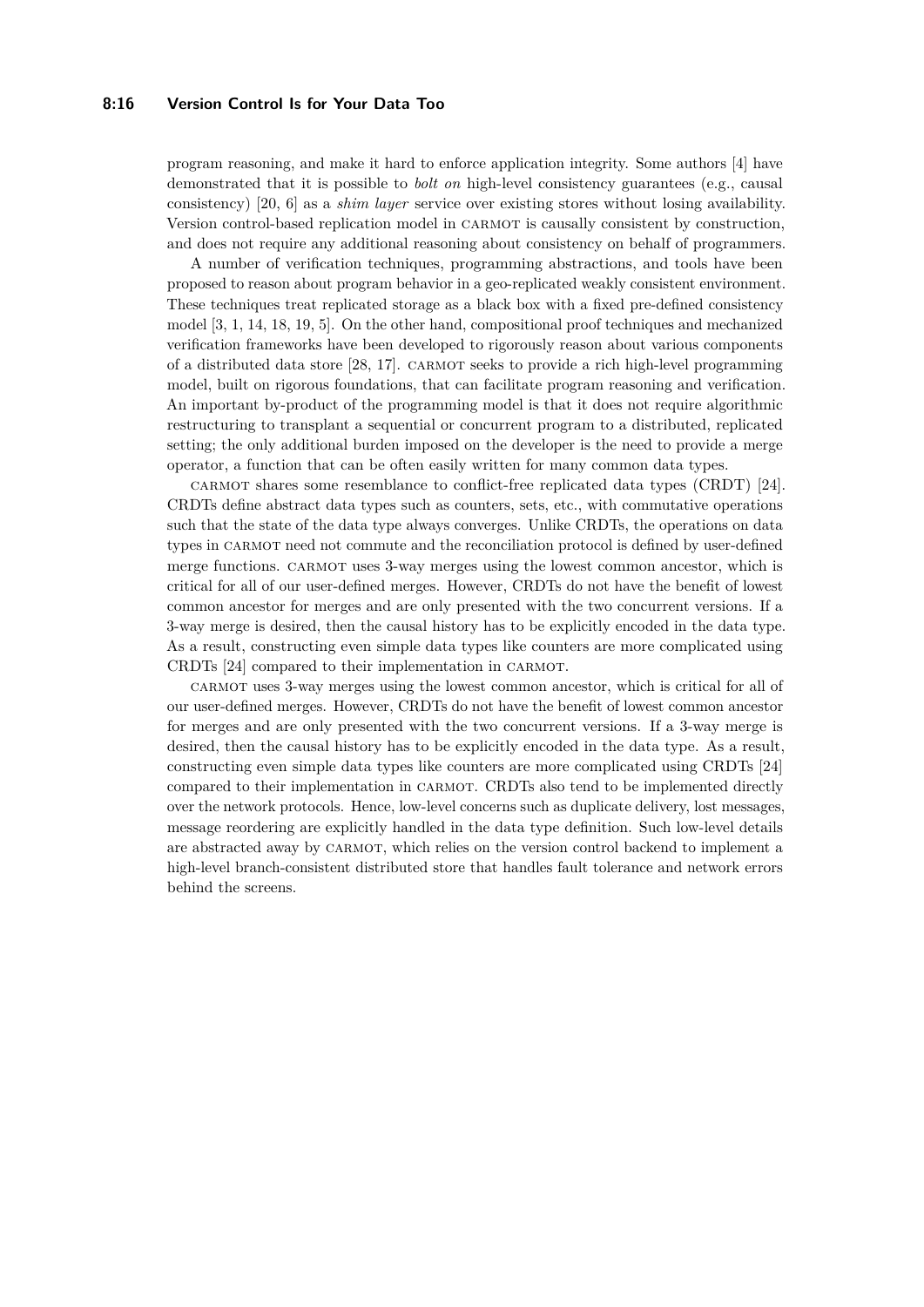program reasoning, and make it hard to enforce application integrity. Some authors [4] have demonstrated that it is possible to *bolt on* high-level consistency guarantees (e.g., causal consistency) [20, 6] as a *shim layer* service over existing stores without losing availability. Version control-based replication model in CARMOT is causally consistent by construction, and does not require any additional reasoning about consistency on behalf of programmers.

A number of verification techniques, programming abstractions, and tools have been proposed to reason about program behavior in a geo-replicated weakly consistent environment. These techniques treat replicated storage as a black box with a fixed pre-defined consistency model [3, 1, 14, 18, 19, 5]. On the other hand, compositional proof techniques and mechanized verification frameworks have been developed to rigorously reason about various components of a distributed data store [28, 17]. CARMOT seeks to provide a rich high-level programming model, built on rigorous foundations, that can facilitate program reasoning and verification. An important by-product of the programming model is that it does not require algorithmic restructuring to transplant a sequential or concurrent program to a distributed, replicated setting; the only additional burden imposed on the developer is the need to provide a merge operator, a function that can be often easily written for many common data types.

CARMOT shares some resemblance to conflict-free replicated data types (CRDT) [24]. CRDTs define abstract data types such as counters, sets, etc., with commutative operations such that the state of the data type always converges. Unlike CRDTs, the operations on data types in CARMOT need not commute and the reconciliation protocol is defined by user-defined merge functions. CARMOT uses 3-way merges using the lowest common ancestor, which is critical for all of our user-defined merges. However, CRDTs do not have the benefit of lowest common ancestor for merges and are only presented with the two concurrent versions. If a 3-way merge is desired, then the causal history has to be explicitly encoded in the data type. As a result, constructing even simple data types like counters are more complicated using CRDTs [24] compared to their implementation in CARMOT.

CARMOT uses 3-way merges using the lowest common ancestor, which is critical for all of our user-defined merges. However, CRDTs do not have the benefit of lowest common ancestor for merges and are only presented with the two concurrent versions. If a 3-way merge is desired, then the causal history has to be explicitly encoded in the data type. As a result, constructing even simple data types like counters are more complicated using CRDTs [24] compared to their implementation in CARMOT. CRDTs also tend to be implemented directly over the network protocols. Hence, low-level concerns such as duplicate delivery, lost messages, message reordering are explicitly handled in the data type definition. Such low-level details are abstracted away by CARMOT, which relies on the version control backend to implement a high-level branch-consistent distributed store that handles fault tolerance and network errors behind the screens.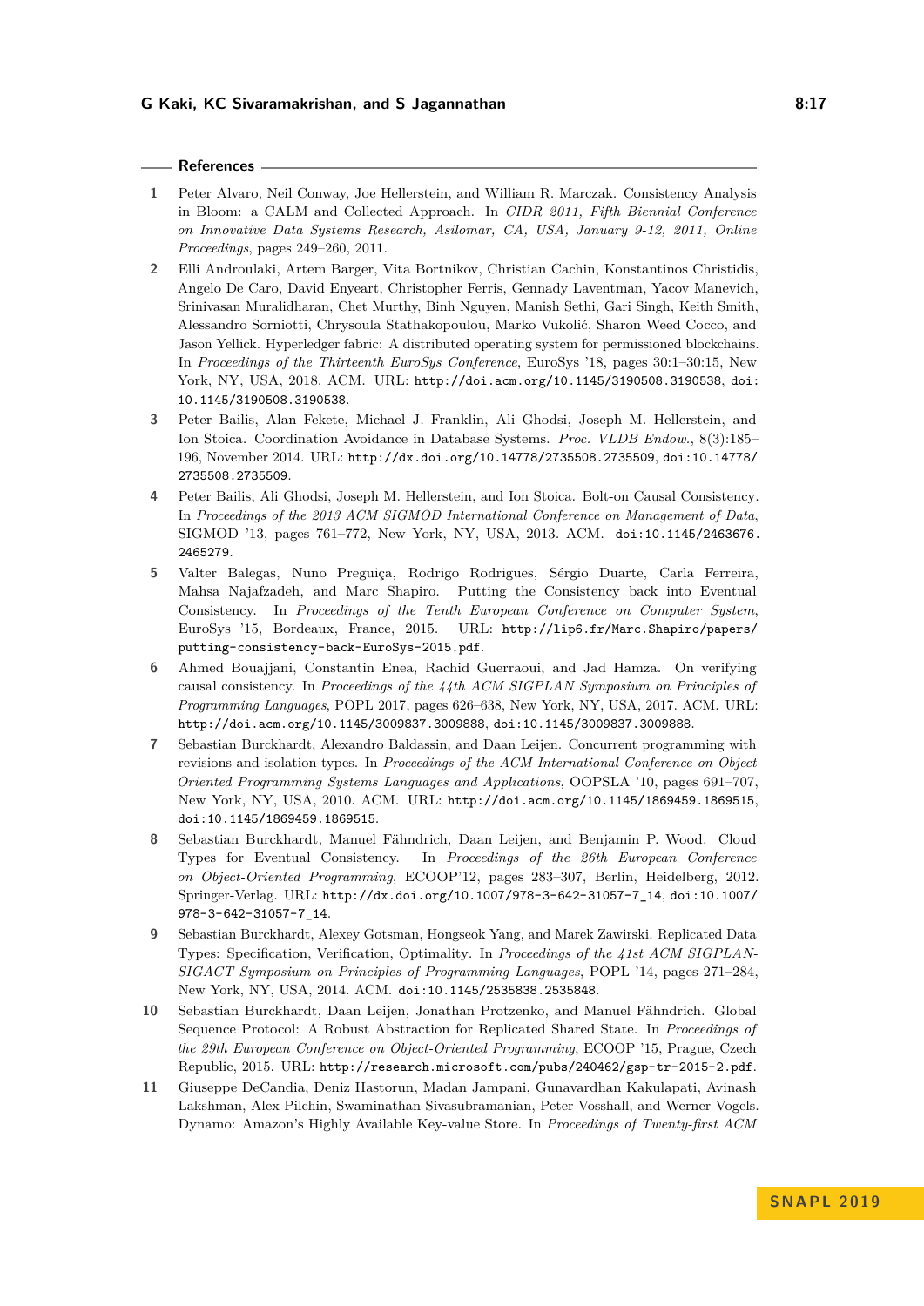## References

1. Peter Alvaro, Neil Conway, Joe Hellerstein, and William R. Marczak. Consistency Analysis in Bloom: a CALM and Collected Approach. In *CIDR 2011, Fifth Biennial Conference on Innovative Data Systems Research, Asilomar, CA, USA, January 9-12, 2011, Online Proceedings*, pages 249–260, 2011.
2. Elli Androulaki, Artem Barger, Vita Bortnikov, Christian Cachin, Konstantinos Christidis, Angelo De Caro, David Enyeart, Christopher Ferris, Gennady Laventman, Yacov Manevich, Srinivasan Muralidharan, Chet Murthy, Binh Nguyen, Manish Sethi, Gari Singh, Keith Smith, Alessandro Sorniotti, Chrysoula Stathakopoulou, Marko Vukolić, Sharon Weed Cocco, and Jason Yellick. Hyperledger fabric: A distributed operating system for permissioned blockchains. In *Proceedings of the Thirteenth EuroSys Conference*, EuroSys '18, pages 30:1–30:15, New York, NY, USA, 2018. ACM. URL: `http://doi.acm.org/10.1145/3190508.3190538`, `doi:10.1145/3190508.3190538`.
3. Peter Bailis, Alan Fekete, Michael J. Franklin, Ali Ghodsi, Joseph M. Hellerstein, and Ion Stoica. Coordination Avoidance in Database Systems. *Proc. VLDB Endow.*, 8(3):185–196, November 2014. URL: `http://dx.doi.org/10.14778/2735508.2735509`, `doi:10.14778/2735508.2735509`.
4. Peter Bailis, Ali Ghodsi, Joseph M. Hellerstein, and Ion Stoica. Bolt-on Causal Consistency. In *Proceedings of the 2013 ACM SIGMOD International Conference on Management of Data*, SIGMOD '13, pages 761–772, New York, NY, USA, 2013. ACM. `doi:10.1145/2463676.2465279`.
5. Valter Balegas, Nuno Preguiça, Rodrigo Rodrigues, Sérgio Duarte, Carla Ferreira, Mahsa Najafzadeh, and Marc Shapiro. Putting the Consistency back into Eventual Consistency. In *Proceedings of the Tenth European Conference on Computer System*, EuroSys '15, Bordeaux, France, 2015. URL: `http://lip6.fr/Marc.Shapiro/papers/putting-consistency-back-EuroSys-2015.pdf`.
6. Ahmed Bouajjani, Constantin Enea, Rachid Guerraoui, and Jad Hamza. On verifying causal consistency. In *Proceedings of the 44th ACM SIGPLAN Symposium on Principles of Programming Languages*, POPL 2017, pages 626–638, New York, NY, USA, 2017. ACM. URL: `http://doi.acm.org/10.1145/3009837.3009888`, `doi:10.1145/3009837.3009888`.
7. Sebastian Burckhardt, Alexandro Baldassin, and Daan Leijen. Concurrent programming with revisions and isolation types. In *Proceedings of the ACM International Conference on Object Oriented Programming Systems Languages and Applications*, OOPSLA '10, pages 691–707, New York, NY, USA, 2010. ACM. URL: `http://doi.acm.org/10.1145/1869459.1869515`, `doi:10.1145/1869459.1869515`.
8. Sebastian Burckhardt, Manuel Fähndrich, Daan Leijen, and Benjamin P. Wood. Cloud Types for Eventual Consistency. In *Proceedings of the 26th European Conference on Object-Oriented Programming*, ECOOP'12, pages 283–307, Berlin, Heidelberg, 2012. Springer-Verlag. URL: `http://dx.doi.org/10.1007/978-3-642-31057-7_14`, `doi:10.1007/978-3-642-31057-7_14`.
9. Sebastian Burckhardt, Alexey Gotsman, Hongseok Yang, and Marek Zawirski. Replicated Data Types: Specification, Verification, Optimality. In *Proceedings of the 41st ACM SIGPLAN-SIGACT Symposium on Principles of Programming Languages*, POPL '14, pages 271–284, New York, NY, USA, 2014. ACM. `doi:10.1145/2535838.2535848`.
10. Sebastian Burckhardt, Daan Leijen, Jonathan Protzenko, and Manuel Fähndrich. Global Sequence Protocol: A Robust Abstraction for Replicated Shared State. In *Proceedings of the 29th European Conference on Object-Oriented Programming*, ECOOP '15, Prague, Czech Republic, 2015. URL: `http://research.microsoft.com/pubs/240462/gsp-tr-2015-2.pdf`.
11. Giuseppe DeCandia, Deniz Hastorun, Madan Jampani, Gunavardhan Kakulapati, Avinash Lakshman, Alex Pilchin, Swaminathan Sivasubramanian, Peter Vosshall, and Werner Vogels. Dynamo: Amazon's Highly Available Key-value Store. In *Proceedings of Twenty-first ACM*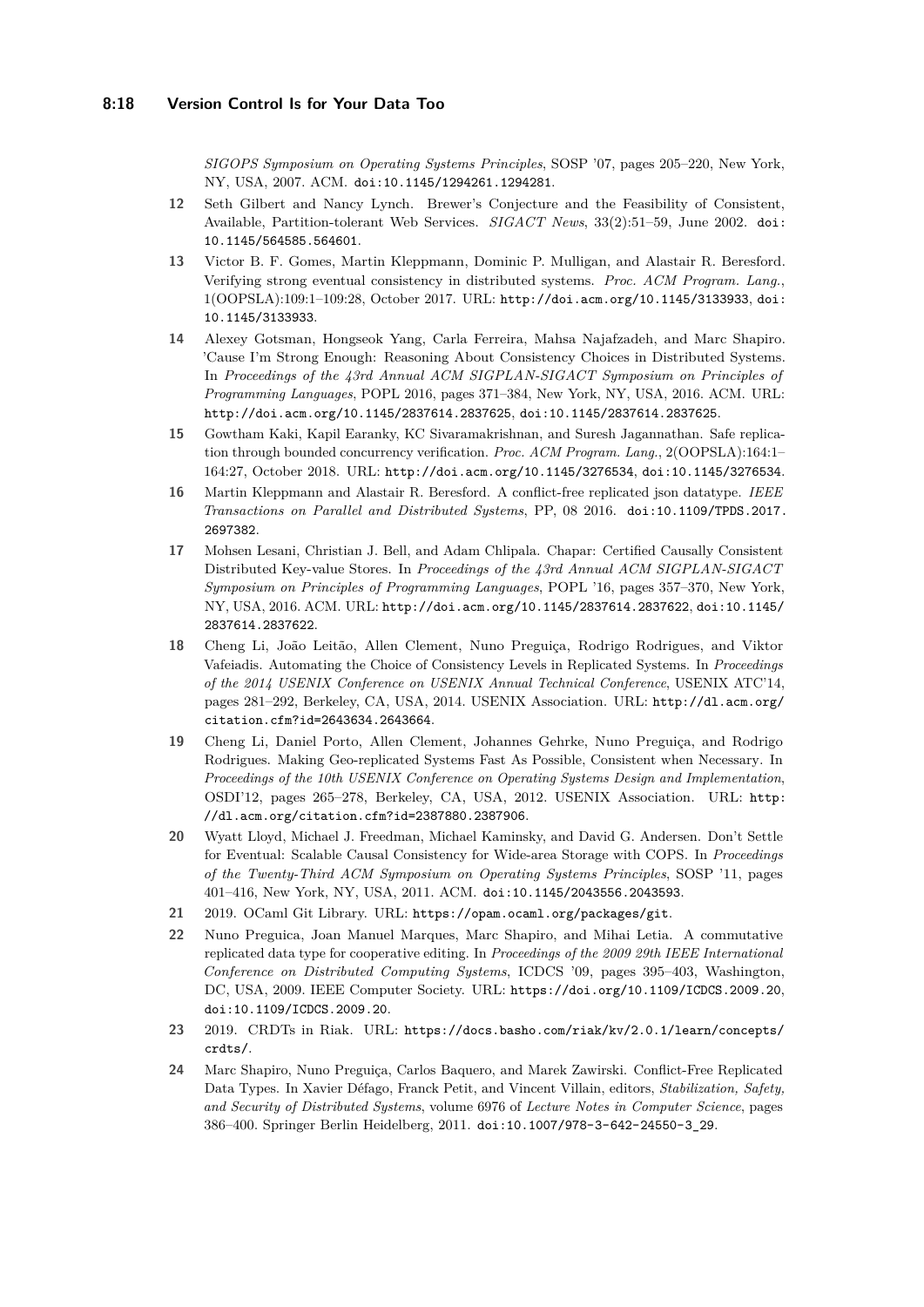*SIGOPS Symposium on Operating Systems Principles*, SOSP '07, pages 205–220, New York, NY, USA, 2007. ACM. doi:10.1145/1294261.1294281.

**12** Seth Gilbert and Nancy Lynch. Brewer's Conjecture and the Feasibility of Consistent, Available, Partition-tolerant Web Services. *SIGACT News*, 33(2):51–59, June 2002. doi:10.1145/564585.564601.

**13** Victor B. F. Gomes, Martin Kleppmann, Dominic P. Mulligan, and Alastair R. Beresford. Verifying strong eventual consistency in distributed systems. *Proc. ACM Program. Lang.*, 1(OOPSLA):109:1–109:28, October 2017. URL: http://doi.acm.org/10.1145/3133933, doi:10.1145/3133933.

**14** Alexey Gotsman, Hongseok Yang, Carla Ferreira, Mahsa Najafzadeh, and Marc Shapiro. 'Cause I'm Strong Enough: Reasoning About Consistency Choices in Distributed Systems. In *Proceedings of the 43rd Annual ACM SIGPLAN-SIGACT Symposium on Principles of Programming Languages*, POPL 2016, pages 371–384, New York, NY, USA, 2016. ACM. URL: http://doi.acm.org/10.1145/2837614.2837625, doi:10.1145/2837614.2837625.

**15** Gowtham Kaki, Kapil Earanky, KC Sivaramakrishnan, and Suresh Jagannathan. Safe replication through bounded concurrency verification. *Proc. ACM Program. Lang.*, 2(OOPSLA):164:1–164:27, October 2018. URL: http://doi.acm.org/10.1145/3276534, doi:10.1145/3276534.

**16** Martin Kleppmann and Alastair R. Beresford. A conflict-free replicated json datatype. *IEEE Transactions on Parallel and Distributed Systems*, PP, 08 2016. doi:10.1109/TPDS.2017.2697382.

**17** Mohsen Lesani, Christian J. Bell, and Adam Chlipala. Chapar: Certified Causally Consistent Distributed Key-value Stores. In *Proceedings of the 43rd Annual ACM SIGPLAN-SIGACT Symposium on Principles of Programming Languages*, POPL '16, pages 357–370, New York, NY, USA, 2016. ACM. URL: http://doi.acm.org/10.1145/2837614.2837622, doi:10.1145/2837614.2837622.

**18** Cheng Li, João Leitão, Allen Clement, Nuno Preguiça, Rodrigo Rodrigues, and Viktor Vafeiadis. Automating the Choice of Consistency Levels in Replicated Systems. In *Proceedings of the 2014 USENIX Conference on USENIX Annual Technical Conference*, USENIX ATC'14, pages 281–292, Berkeley, CA, USA, 2014. USENIX Association. URL: http://dl.acm.org/citation.cfm?id=2643634.2643664.

**19** Cheng Li, Daniel Porto, Allen Clement, Johannes Gehrke, Nuno Preguiça, and Rodrigo Rodrigues. Making Geo-replicated Systems Fast As Possible, Consistent when Necessary. In *Proceedings of the 10th USENIX Conference on Operating Systems Design and Implementation*, OSDI'12, pages 265–278, Berkeley, CA, USA, 2012. USENIX Association. URL: http://dl.acm.org/citation.cfm?id=2387880.2387906.

**20** Wyatt Lloyd, Michael J. Freedman, Michael Kaminsky, and David G. Andersen. Don't Settle for Eventual: Scalable Causal Consistency for Wide-area Storage with COPS. In *Proceedings of the Twenty-Third ACM Symposium on Operating Systems Principles*, SOSP '11, pages 401–416, New York, NY, USA, 2011. ACM. doi:10.1145/2043556.2043593.

**21** 2019. OCaml Git Library. URL: https://opam.ocaml.org/packages/git.

**22** Nuno Preguica, Joan Manuel Marques, Marc Shapiro, and Mihai Letia. A commutative replicated data type for cooperative editing. In *Proceedings of the 2009 29th IEEE International Conference on Distributed Computing Systems*, ICDCS '09, pages 395–403, Washington, DC, USA, 2009. IEEE Computer Society. URL: https://doi.org/10.1109/ICDCS.2009.20, doi:10.1109/ICDCS.2009.20.

**23** 2019. CRDTs in Riak. URL: https://docs.basho.com/riak/kv/2.0.1/learn/concepts/crdts/.

**24** Marc Shapiro, Nuno Preguiça, Carlos Baquero, and Marek Zawirski. Conflict-Free Replicated Data Types. In Xavier Défago, Franck Petit, and Vincent Villain, editors, *Stabilization, Safety, and Security of Distributed Systems*, volume 6976 of *Lecture Notes in Computer Science*, pages 386–400. Springer Berlin Heidelberg, 2011. doi:10.1007/978-3-642-24550-3_29.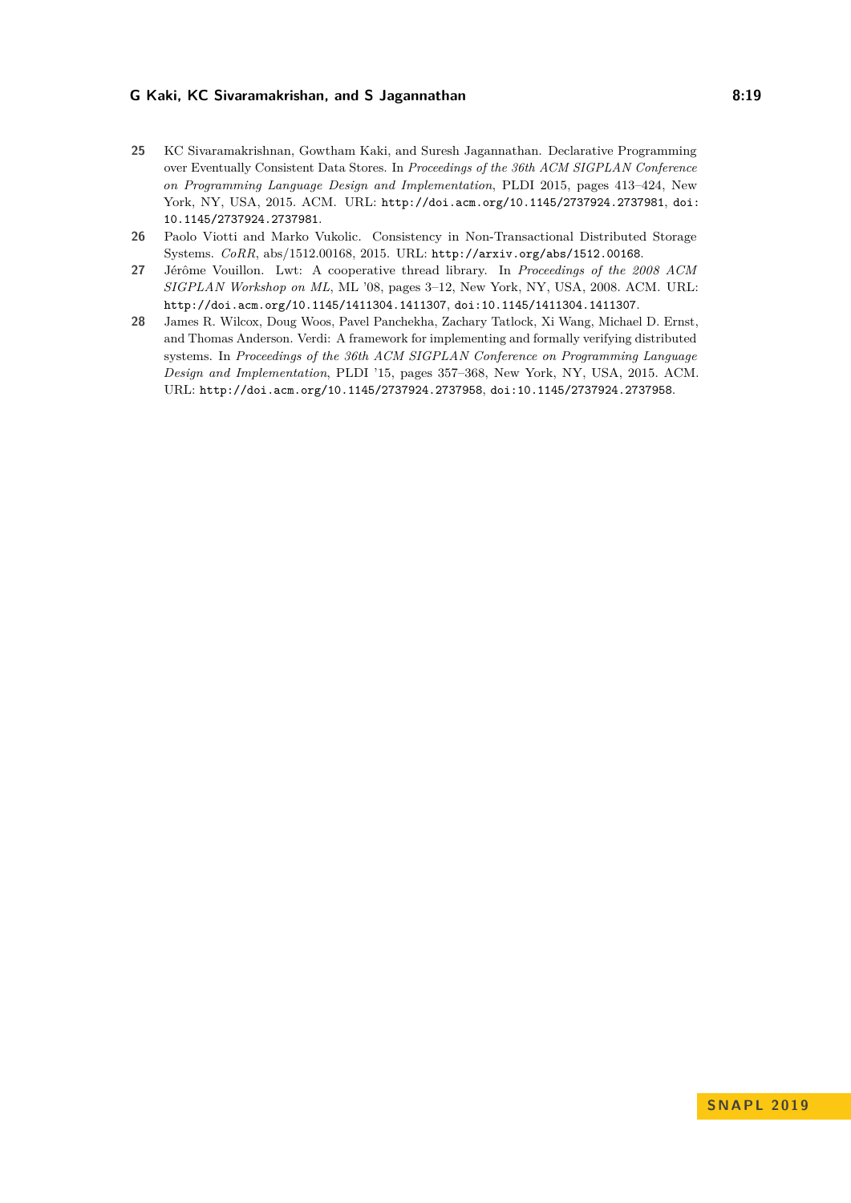25 KC Sivaramakrishnan, Gowtham Kaki, and Suresh Jagannathan. Declarative Programming over Eventually Consistent Data Stores. In *Proceedings of the 36th ACM SIGPLAN Conference on Programming Language Design and Implementation*, PLDI 2015, pages 413–424, New York, NY, USA, 2015. ACM. URL: `http://doi.acm.org/10.1145/2737924.2737981`, `doi:10.1145/2737924.2737981`.

26 Paolo Viotti and Marko Vukolic. Consistency in Non-Transactional Distributed Storage Systems. *CoRR*, abs/1512.00168, 2015. URL: `http://arxiv.org/abs/1512.00168`.

27 Jérôme Vouillon. Lwt: A cooperative thread library. In *Proceedings of the 2008 ACM SIGPLAN Workshop on ML*, ML '08, pages 3–12, New York, NY, USA, 2008. ACM. URL: `http://doi.acm.org/10.1145/1411304.1411307`, `doi:10.1145/1411304.1411307`.

28 James R. Wilcox, Doug Woos, Pavel Panchekha, Zachary Tatlock, Xi Wang, Michael D. Ernst, and Thomas Anderson. Verdi: A framework for implementing and formally verifying distributed systems. In *Proceedings of the 36th ACM SIGPLAN Conference on Programming Language Design and Implementation*, PLDI '15, pages 357–368, New York, NY, USA, 2015. ACM. URL: `http://doi.acm.org/10.1145/2737924.2737958`, `doi:10.1145/2737924.2737958`.